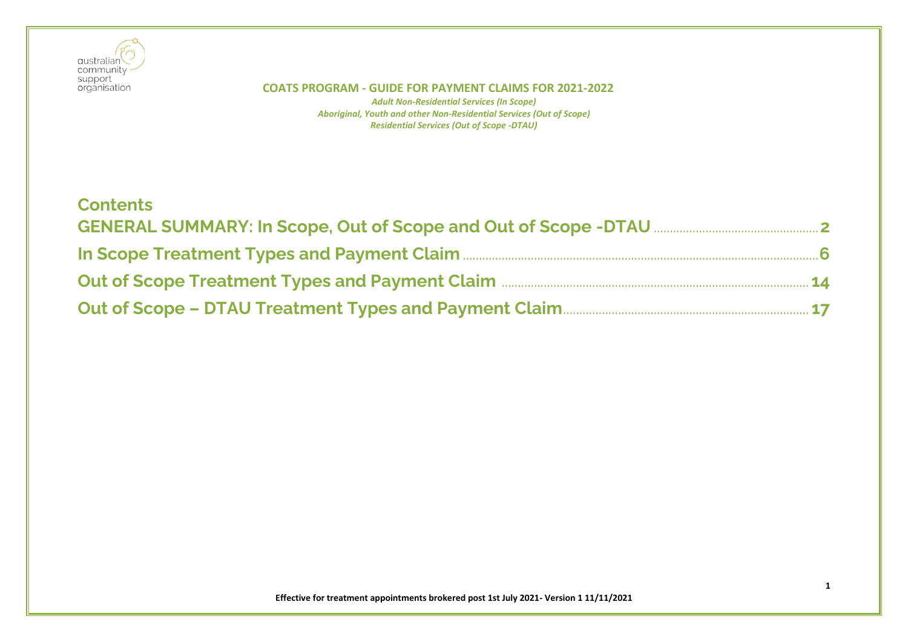australian community support organisation

# COATS PROGRAM - GUIDE FOR PAYMENT CLAIMS FOR 2021-2022

*Adult Non-Residential Services (In Scope)*
*Aboriginal, Youth and other Non-Residential Services (Out of Scope)*
*Residential Services (Out of Scope -DTAU)*

## Contents

**GENERAL SUMMARY: In Scope, Out of Scope and Out of Scope -DTAU** ........ 2

**In Scope Treatment Types and Payment Claim** ........ 6

**Out of Scope Treatment Types and Payment Claim** ........ 14

**Out of Scope – DTAU Treatment Types and Payment Claim** ........ 17

**Effective for treatment appointments brokered post 1st July 2021- Version 1 11/11/2021**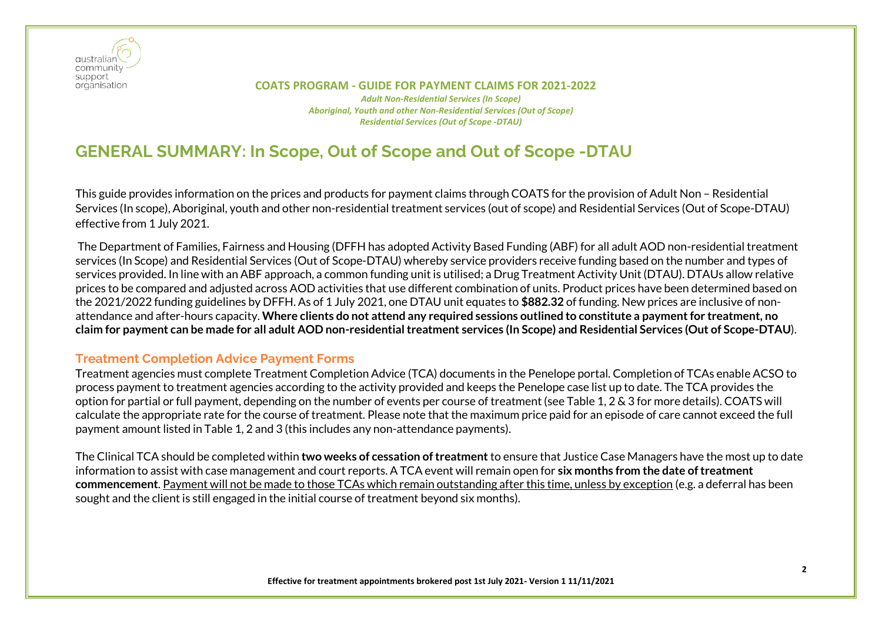**COATS PROGRAM - GUIDE FOR PAYMENT CLAIMS FOR 2021-2022**

*Adult Non-Residential Services (In Scope)*
*Aboriginal, Youth and other Non-Residential Services (Out of Scope)*
*Residential Services (Out of Scope -DTAU)*

# GENERAL SUMMARY: In Scope, Out of Scope and Out of Scope -DTAU

This guide provides information on the prices and products for payment claims through COATS for the provision of Adult Non – Residential Services (In scope), Aboriginal, youth and other non-residential treatment services (out of scope) and Residential Services (Out of Scope-DTAU) effective from 1 July 2021.

The Department of Families, Fairness and Housing (DFFH has adopted Activity Based Funding (ABF) for all adult AOD non-residential treatment services (In Scope) and Residential Services (Out of Scope-DTAU) whereby service providers receive funding based on the number and types of services provided. In line with an ABF approach, a common funding unit is utilised; a Drug Treatment Activity Unit (DTAU). DTAUs allow relative prices to be compared and adjusted across AOD activities that use different combination of units. Product prices have been determined based on the 2021/2022 funding guidelines by DFFH. As of 1 July 2021, one DTAU unit equates to **$882.32** of funding. New prices are inclusive of non-attendance and after-hours capacity. **Where clients do not attend any required sessions outlined to constitute a payment for treatment, no claim for payment can be made for all adult AOD non-residential treatment services (In Scope) and Residential Services (Out of Scope-DTAU**).

## Treatment Completion Advice Payment Forms

Treatment agencies must complete Treatment Completion Advice (TCA) documents in the Penelope portal. Completion of TCAs enable ACSO to process payment to treatment agencies according to the activity provided and keeps the Penelope case list up to date. The TCA provides the option for partial or full payment, depending on the number of events per course of treatment (see Table 1, 2 & 3 for more details). COATS will calculate the appropriate rate for the course of treatment. Please note that the maximum price paid for an episode of care cannot exceed the full payment amount listed in Table 1, 2 and 3 (this includes any non-attendance payments).

The Clinical TCA should be completed within **two weeks of cessation of treatment** to ensure that Justice Case Managers have the most up to date information to assist with case management and court reports. A TCA event will remain open for **six months from the date of treatment commencement**. Payment will not be made to those TCAs which remain outstanding after this time, unless by exception (e.g. a deferral has been sought and the client is still engaged in the initial course of treatment beyond six months).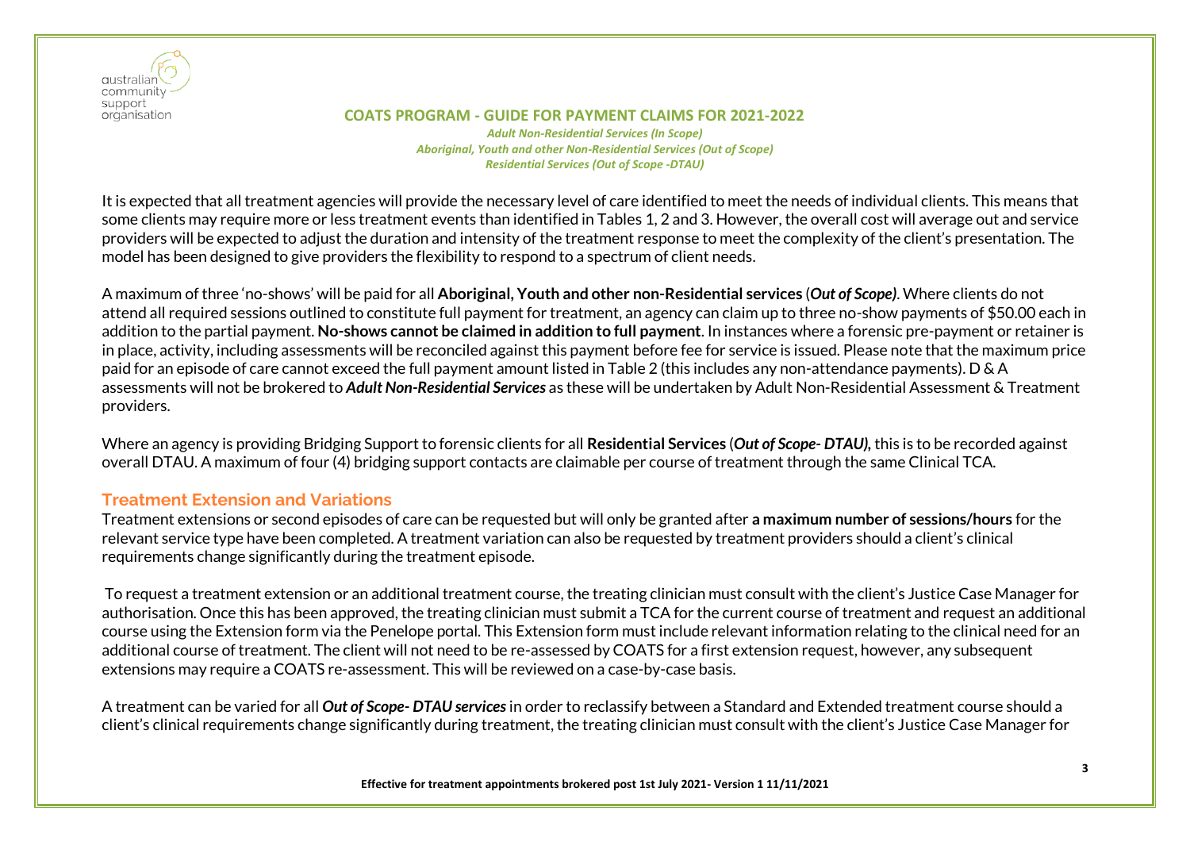It is expected that all treatment agencies will provide the necessary level of care identified to meet the needs of individual clients. This means that some clients may require more or less treatment events than identified in Tables 1, 2 and 3. However, the overall cost will average out and service providers will be expected to adjust the duration and intensity of the treatment response to meet the complexity of the client's presentation. The model has been designed to give providers the flexibility to respond to a spectrum of client needs.

A maximum of three 'no-shows' will be paid for all **Aboriginal, Youth and other non-Residential services** (***Out of Scope)***. Where clients do not attend all required sessions outlined to constitute full payment for treatment, an agency can claim up to three no-show payments of $50.00 each in addition to the partial payment. **No-shows cannot be claimed in addition to full payment**. In instances where a forensic pre-payment or retainer is in place, activity, including assessments will be reconciled against this payment before fee for service is issued. Please note that the maximum price paid for an episode of care cannot exceed the full payment amount listed in Table 2 (this includes any non-attendance payments). D & A assessments will not be brokered to ***Adult Non-Residential Services*** as these will be undertaken by Adult Non-Residential Assessment & Treatment providers.

Where an agency is providing Bridging Support to forensic clients for all **Residential Services** (***Out of Scope- DTAU)*****,** this is to be recorded against overall DTAU. A maximum of four (4) bridging support contacts are claimable per course of treatment through the same Clinical TCA.

## Treatment Extension and Variations

Treatment extensions or second episodes of care can be requested but will only be granted after **a maximum number of sessions/hours** for the relevant service type have been completed. A treatment variation can also be requested by treatment providers should a client's clinical requirements change significantly during the treatment episode.

To request a treatment extension or an additional treatment course, the treating clinician must consult with the client's Justice Case Manager for authorisation. Once this has been approved, the treating clinician must submit a TCA for the current course of treatment and request an additional course using the Extension form via the Penelope portal. This Extension form must include relevant information relating to the clinical need for an additional course of treatment. The client will not need to be re-assessed by COATS for a first extension request, however, any subsequent extensions may require a COATS re-assessment. This will be reviewed on a case-by-case basis.

A treatment can be varied for all ***Out of Scope- DTAU services*** in order to reclassify between a Standard and Extended treatment course should a client's clinical requirements change significantly during treatment, the treating clinician must consult with the client's Justice Case Manager for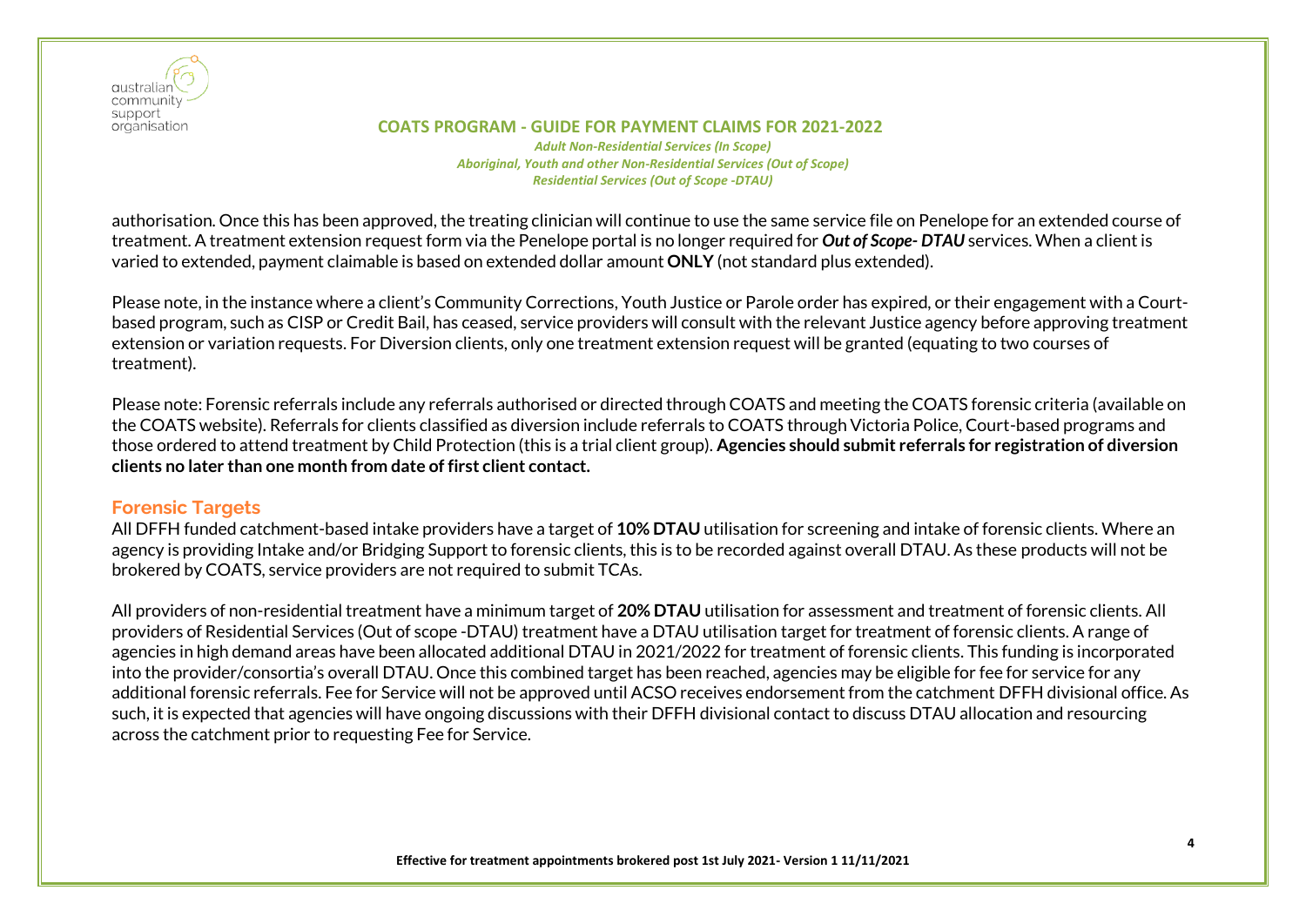authorisation. Once this has been approved, the treating clinician will continue to use the same service file on Penelope for an extended course of treatment. A treatment extension request form via the Penelope portal is no longer required for ***Out of Scope- DTAU*** services. When a client is varied to extended, payment claimable is based on extended dollar amount **ONLY** (not standard plus extended).

Please note, in the instance where a client's Community Corrections, Youth Justice or Parole order has expired, or their engagement with a Court-based program, such as CISP or Credit Bail, has ceased, service providers will consult with the relevant Justice agency before approving treatment extension or variation requests. For Diversion clients, only one treatment extension request will be granted (equating to two courses of treatment).

Please note: Forensic referrals include any referrals authorised or directed through COATS and meeting the COATS forensic criteria (available on the COATS website). Referrals for clients classified as diversion include referrals to COATS through Victoria Police, Court-based programs and those ordered to attend treatment by Child Protection (this is a trial client group). **Agencies should submit referrals for registration of diversion clients no later than one month from date of first client contact.**

## Forensic Targets

All DFFH funded catchment-based intake providers have a target of **10% DTAU** utilisation for screening and intake of forensic clients. Where an agency is providing Intake and/or Bridging Support to forensic clients, this is to be recorded against overall DTAU. As these products will not be brokered by COATS, service providers are not required to submit TCAs.

All providers of non-residential treatment have a minimum target of **20% DTAU** utilisation for assessment and treatment of forensic clients. All providers of Residential Services (Out of scope -DTAU) treatment have a DTAU utilisation target for treatment of forensic clients. A range of agencies in high demand areas have been allocated additional DTAU in 2021/2022 for treatment of forensic clients. This funding is incorporated into the provider/consortia's overall DTAU. Once this combined target has been reached, agencies may be eligible for fee for service for any additional forensic referrals. Fee for Service will not be approved until ACSO receives endorsement from the catchment DFFH divisional office. As such, it is expected that agencies will have ongoing discussions with their DFFH divisional contact to discuss DTAU allocation and resourcing across the catchment prior to requesting Fee for Service.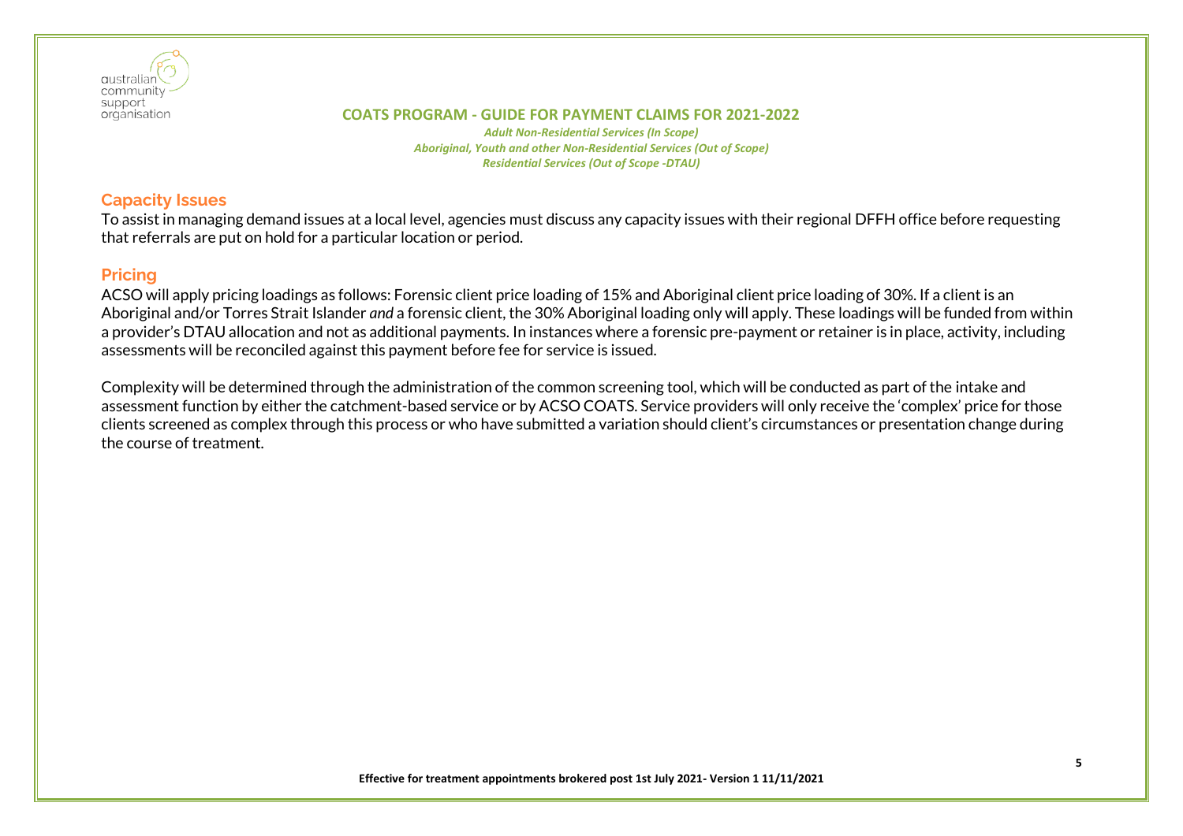## Capacity Issues

To assist in managing demand issues at a local level, agencies must discuss any capacity issues with their regional DFFH office before requesting that referrals are put on hold for a particular location or period.

## Pricing

ACSO will apply pricing loadings as follows: Forensic client price loading of 15% and Aboriginal client price loading of 30%. If a client is an Aboriginal and/or Torres Strait Islander *and* a forensic client, the 30% Aboriginal loading only will apply. These loadings will be funded from within a provider's DTAU allocation and not as additional payments. In instances where a forensic pre-payment or retainer is in place, activity, including assessments will be reconciled against this payment before fee for service is issued.

Complexity will be determined through the administration of the common screening tool, which will be conducted as part of the intake and assessment function by either the catchment-based service or by ACSO COATS. Service providers will only receive the 'complex' price for those clients screened as complex through this process or who have submitted a variation should client's circumstances or presentation change during the course of treatment.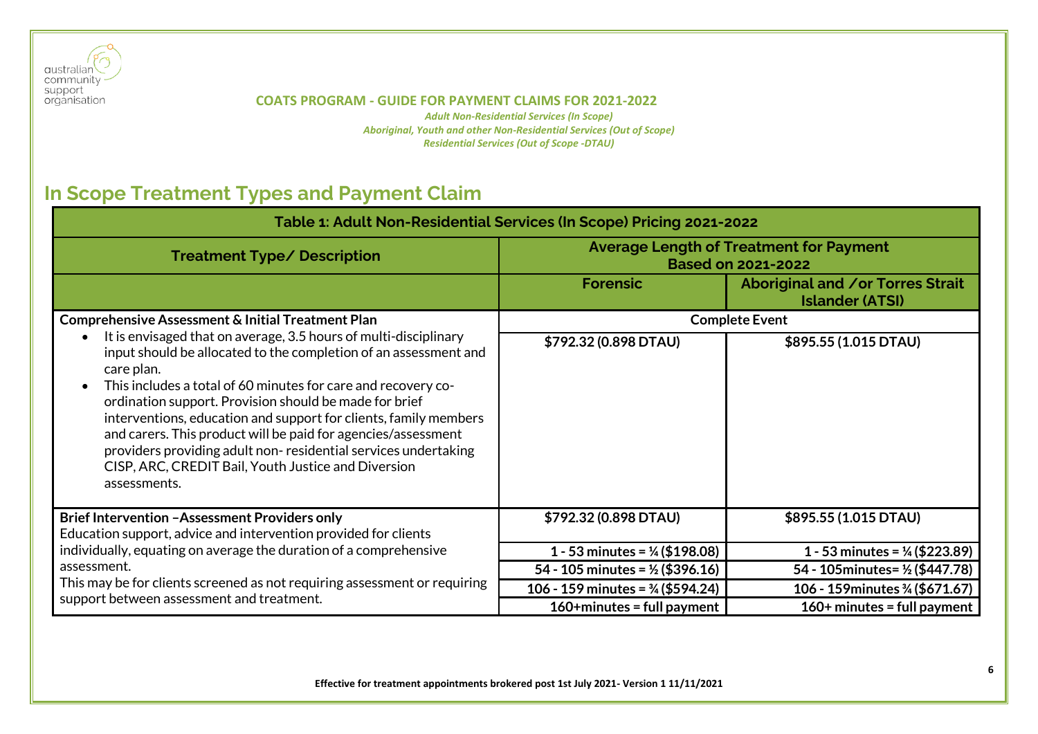**COATS PROGRAM - GUIDE FOR PAYMENT CLAIMS FOR 2021-2022**

*Adult Non-Residential Services (In Scope)*
*Aboriginal, Youth and other Non-Residential Services (Out of Scope)*
*Residential Services (Out of Scope -DTAU)*

## In Scope Treatment Types and Payment Claim

| Table 1: Adult Non-Residential Services (In Scope) Pricing 2021-2022 | | |
|---|---|---|
| **Treatment Type/ Description** | **Average Length of Treatment for Payment Based on 2021-2022** | |
| | **Forensic** | **Aboriginal and /or Torres Strait Islander (ATSI)** |
| **Comprehensive Assessment & Initial Treatment Plan** | **Complete Event** | |
| • It is envisaged that on average, 3.5 hours of multi-disciplinary input should be allocated to the completion of an assessment and care plan.<br>• This includes a total of 60 minutes for care and recovery co-ordination support. Provision should be made for brief interventions, education and support for clients, family members and carers. This product will be paid for agencies/assessment providers providing adult non- residential services undertaking CISP, ARC, CREDIT Bail, Youth Justice and Diversion assessments. | **$792.32 (0.898 DTAU)** | **$895.55 (1.015 DTAU)** |
| **Brief Intervention –Assessment Providers only**<br>Education support, advice and intervention provided for clients individually, equating on average the duration of a comprehensive assessment.<br>This may be for clients screened as not requiring assessment or requiring support between assessment and treatment. | **$792.32 (0.898 DTAU)**<br>**1 - 53 minutes = ¼ ($198.08)**<br>**54 - 105 minutes = ½ ($396.16)**<br>**106 - 159 minutes = ¾ ($594.24)**<br>**160+minutes = full payment** | **$895.55 (1.015 DTAU)**<br>**1 - 53 minutes = ¼ ($223.89)**<br>**54 - 105minutes= ½ ($447.78)**<br>**106 - 159minutes ¾ ($671.67)**<br>**160+ minutes = full payment** |

**Effective for treatment appointments brokered post 1st July 2021- Version 1 11/11/2021**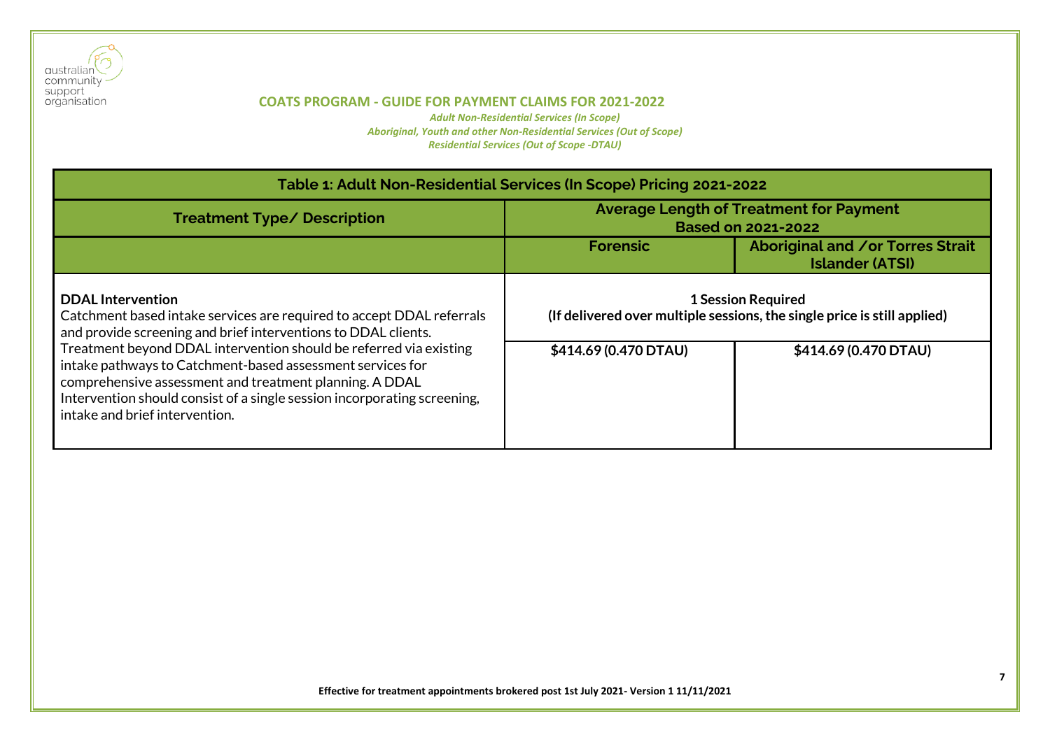**COATS PROGRAM - GUIDE FOR PAYMENT CLAIMS FOR 2021-2022**

*Adult Non-Residential Services (In Scope)*
*Aboriginal, Youth and other Non-Residential Services (Out of Scope)*
*Residential Services (Out of Scope -DTAU)*

| Table 1: Adult Non-Residential Services (In Scope) Pricing 2021-2022 | | |
|---|---|---|
| **Treatment Type/ Description** | **Average Length of Treatment for Payment Based on 2021-2022** | |
| | **Forensic** | **Aboriginal and /or Torres Strait Islander (ATSI)** |
| **DDAL Intervention**<br>Catchment based intake services are required to accept DDAL referrals and provide screening and brief interventions to DDAL clients.<br>Treatment beyond DDAL intervention should be referred via existing intake pathways to Catchment-based assessment services for comprehensive assessment and treatment planning. A DDAL Intervention should consist of a single session incorporating screening, intake and brief intervention. | **1 Session Required (If delivered over multiple sessions, the single price is still applied)**<br>**$414.69 (0.470 DTAU)** | **$414.69 (0.470 DTAU)** |

**Effective for treatment appointments brokered post 1st July 2021- Version 1 11/11/2021**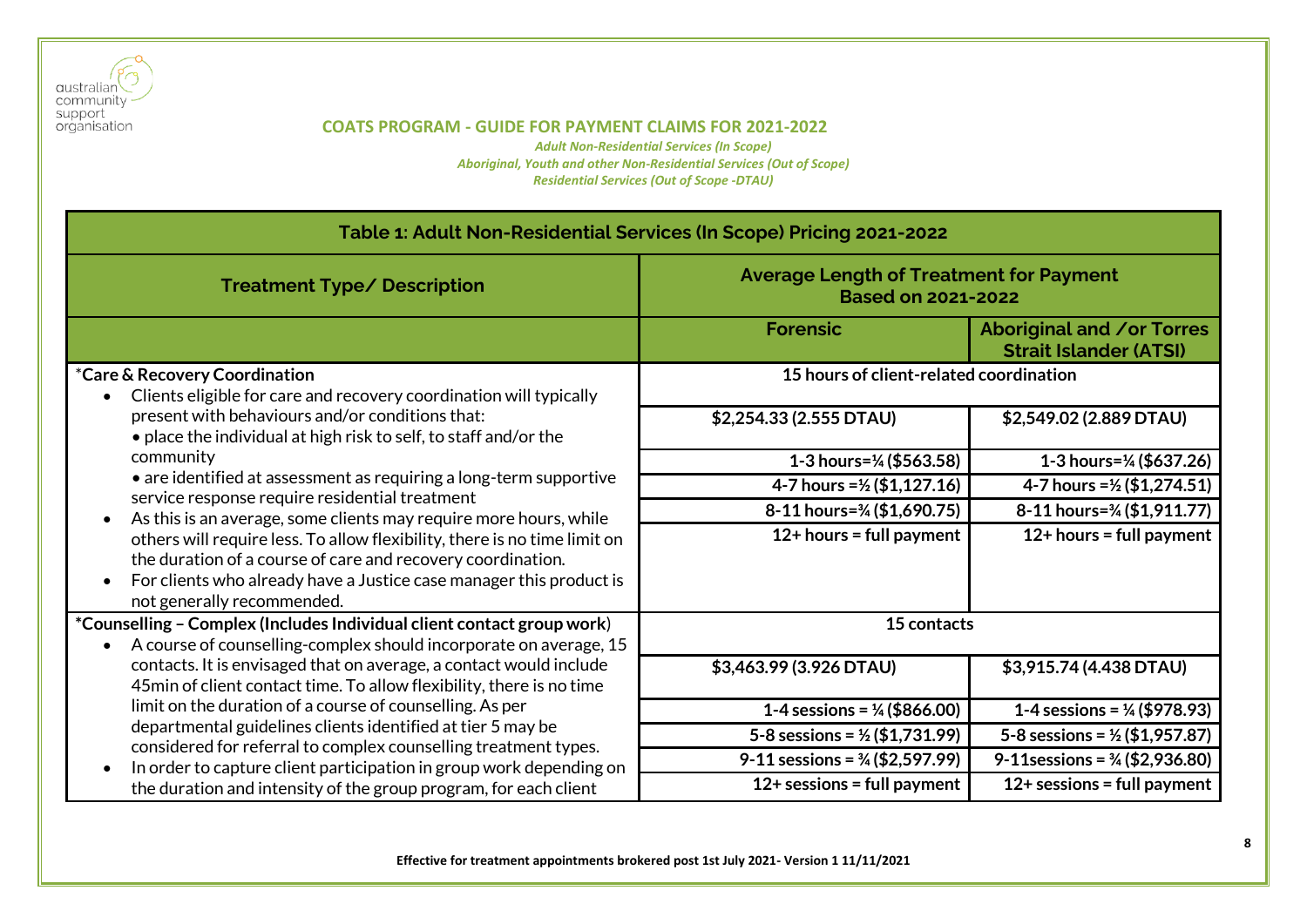**COATS PROGRAM - GUIDE FOR PAYMENT CLAIMS FOR 2021-2022**

*Adult Non-Residential Services (In Scope)*
*Aboriginal, Youth and other Non-Residential Services (Out of Scope)*
*Residential Services (Out of Scope -DTAU)*

| Table 1: Adult Non-Residential Services (In Scope) Pricing 2021-2022 | | |
|---|---|---|
| **Treatment Type/ Description** | **Average Length of Treatment for Payment Based on 2021-2022** | |
| | **Forensic** | **Aboriginal and /or Torres Strait Islander (ATSI)** |
| *__Care & Recovery Coordination__<br>• Clients eligible for care and recovery coordination will typically present with behaviours and/or conditions that:<br>• place the individual at high risk to self, to staff and/or the community<br>• are identified at assessment as requiring a long-term supportive service response require residential treatment<br>• As this is an average, some clients may require more hours, while others will require less. To allow flexibility, there is no time limit on the duration of a course of care and recovery coordination.<br>• For clients who already have a Justice case manager this product is not generally recommended. | **15 hours of client-related coordination** | |
| | **$2,254.33 (2.555 DTAU)** | **$2,549.02 (2.889 DTAU)** |
| | **1-3 hours=¼ ($563.58)** | **1-3 hours=¼ ($637.26)** |
| | **4-7 hours =½ ($1,127.16)** | **4-7 hours =½ ($1,274.51)** |
| | **8-11 hours=¾ ($1,690.75)** | **8-11 hours=¾ ($1,911.77)** |
| | **12+ hours = full payment** | **12+ hours = full payment** |
| *__Counselling – Complex (Includes Individual client contact group work__)<br>• A course of counselling-complex should incorporate on average, 15 contacts. It is envisaged that on average, a contact would include 45min of client contact time. To allow flexibility, there is no time limit on the duration of a course of counselling. As per departmental guidelines clients identified at tier 5 may be considered for referral to complex counselling treatment types.<br>• In order to capture client participation in group work depending on the duration and intensity of the group program, for each client | **15 contacts** | |
| | **$3,463.99 (3.926 DTAU)** | **$3,915.74 (4.438 DTAU)** |
| | **1-4 sessions = ¼ ($866.00)** | **1-4 sessions = ¼ ($978.93)** |
| | **5-8 sessions = ½ ($1,731.99)** | **5-8 sessions = ½ ($1,957.87)** |
| | **9-11 sessions = ¾ ($2,597.99)** | **9-11sessions = ¾ ($2,936.80)** |
| | **12+ sessions = full payment** | **12+ sessions = full payment** |

Effective for treatment appointments brokered post 1st July 2021- Version 1 11/11/2021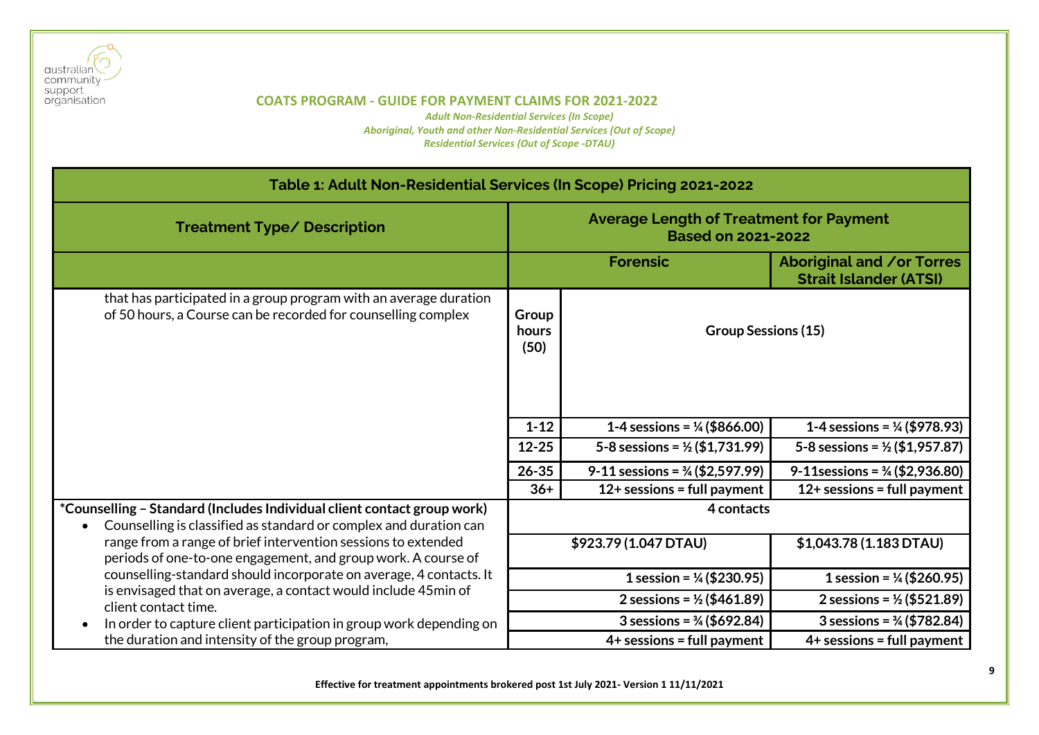**COATS PROGRAM - GUIDE FOR PAYMENT CLAIMS FOR 2021-2022**

*Adult Non-Residential Services (In Scope)*
*Aboriginal, Youth and other Non-Residential Services (Out of Scope)*
*Residential Services (Out of Scope -DTAU)*

| Table 1: Adult Non-Residential Services (In Scope) Pricing 2021-2022 | | | |
|---|---|---|---|
| **Treatment Type/ Description** | **Average Length of Treatment for Payment Based on 2021-2022** | | |
| | | **Forensic** | **Aboriginal and /or Torres Strait Islander (ATSI)** |
| that has participated in a group program with an average duration of 50 hours, a Course can be recorded for counselling complex | **Group hours (50)** | **Group Sessions (15)** | |
| | **1-12** | **1-4 sessions = ¼ ($866.00)** | **1-4 sessions = ¼ ($978.93)** |
| | **12-25** | **5-8 sessions = ½ ($1,731.99)** | **5-8 sessions = ½ ($1,957.87)** |
| | **26-35** | **9-11 sessions = ¾ ($2,597.99)** | **9-11sessions = ¾ ($2,936.80)** |
| | **36+** | **12+ sessions = full payment** | **12+ sessions = full payment** |
| **\*Counselling – Standard (Includes Individual client contact group work)**<br>• Counselling is classified as standard or complex and duration can range from a range of brief intervention sessions to extended periods of one-to-one engagement, and group work. A course of counselling-standard should incorporate on average, 4 contacts. It is envisaged that on average, a contact would include 45min of client contact time.<br>• In order to capture client participation in group work depending on the duration and intensity of the group program, | **4 contacts** | | |
| | **$923.79 (1.047 DTAU)** | | **$1,043.78 (1.183 DTAU)** |
| | **1 session = ¼ ($230.95)** | | **1 session = ¼ ($260.95)** |
| | **2 sessions = ½ ($461.89)** | | **2 sessions = ½ ($521.89)** |
| | **3 sessions = ¾ ($692.84)** | | **3 sessions = ¾ ($782.84)** |
| | **4+ sessions = full payment** | | **4+ sessions = full payment** |

**Effective for treatment appointments brokered post 1st July 2021- Version 1 11/11/2021**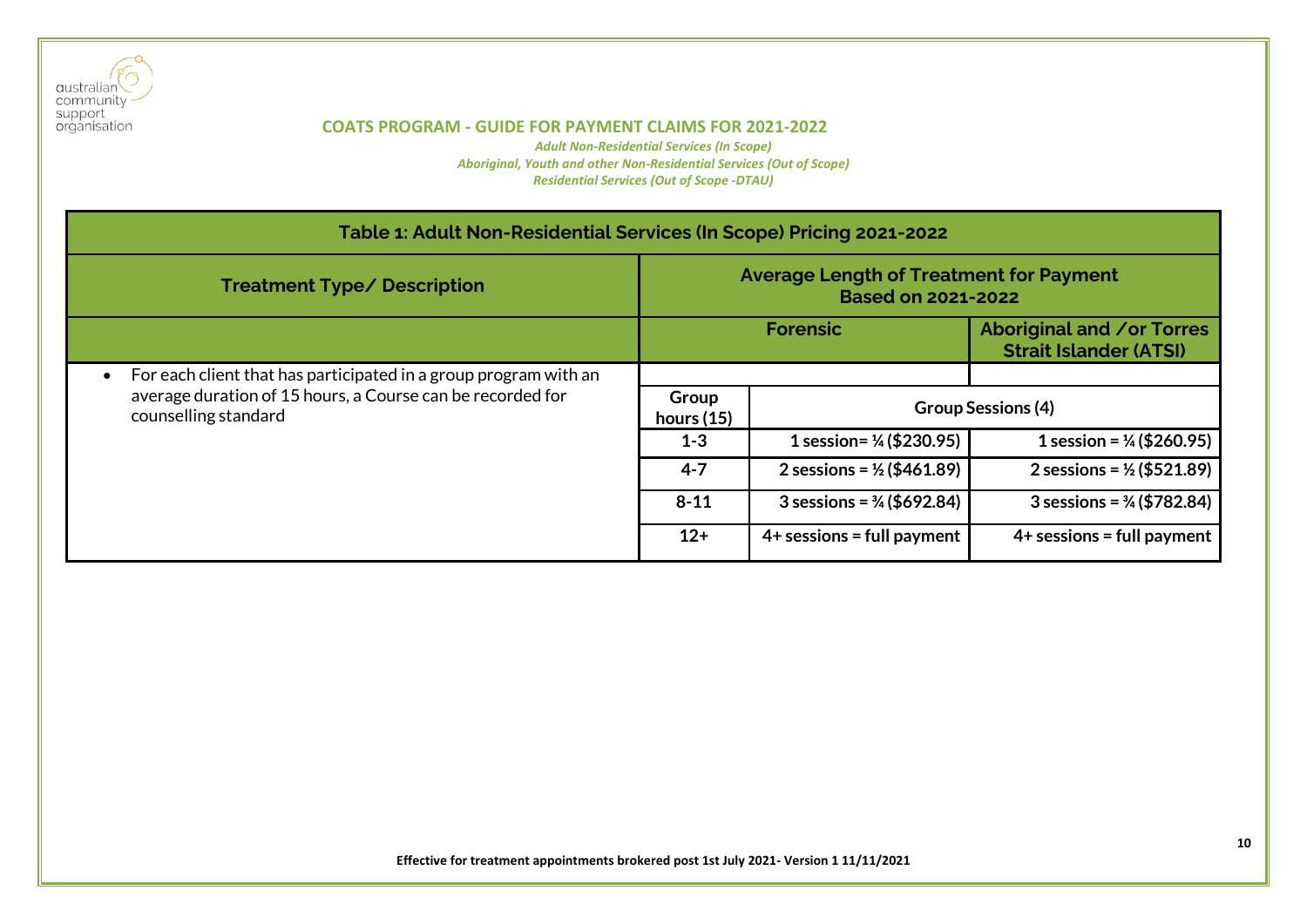**COATS PROGRAM - GUIDE FOR PAYMENT CLAIMS FOR 2021-2022**

*Adult Non-Residential Services (In Scope)*
*Aboriginal, Youth and other Non-Residential Services (Out of Scope)*
*Residential Services (Out of Scope -DTAU)*

| Table 1: Adult Non-Residential Services (In Scope) Pricing 2021-2022 | | | |
|---|---|---|---|
| **Treatment Type/ Description** | **Average Length of Treatment for Payment Based on 2021-2022** | | |
| | **Forensic** | | **Aboriginal and /or Torres Strait Islander (ATSI)** |
| • For each client that has participated in a group program with an average duration of 15 hours, a Course can be recorded for counselling standard | | | |
| | **Group hours (15)** | **Group Sessions (4)** | |
| | **1-3** | **1 session= ¼ ($230.95)** | **1 session = ¼ ($260.95)** |
| | **4-7** | **2 sessions = ½ ($461.89)** | **2 sessions = ½ ($521.89)** |
| | **8-11** | **3 sessions = ¾ ($692.84)** | **3 sessions = ¾ ($782.84)** |
| | **12+** | **4+ sessions = full payment** | **4+ sessions = full payment** |

**Effective for treatment appointments brokered post 1st July 2021- Version 1 11/11/2021**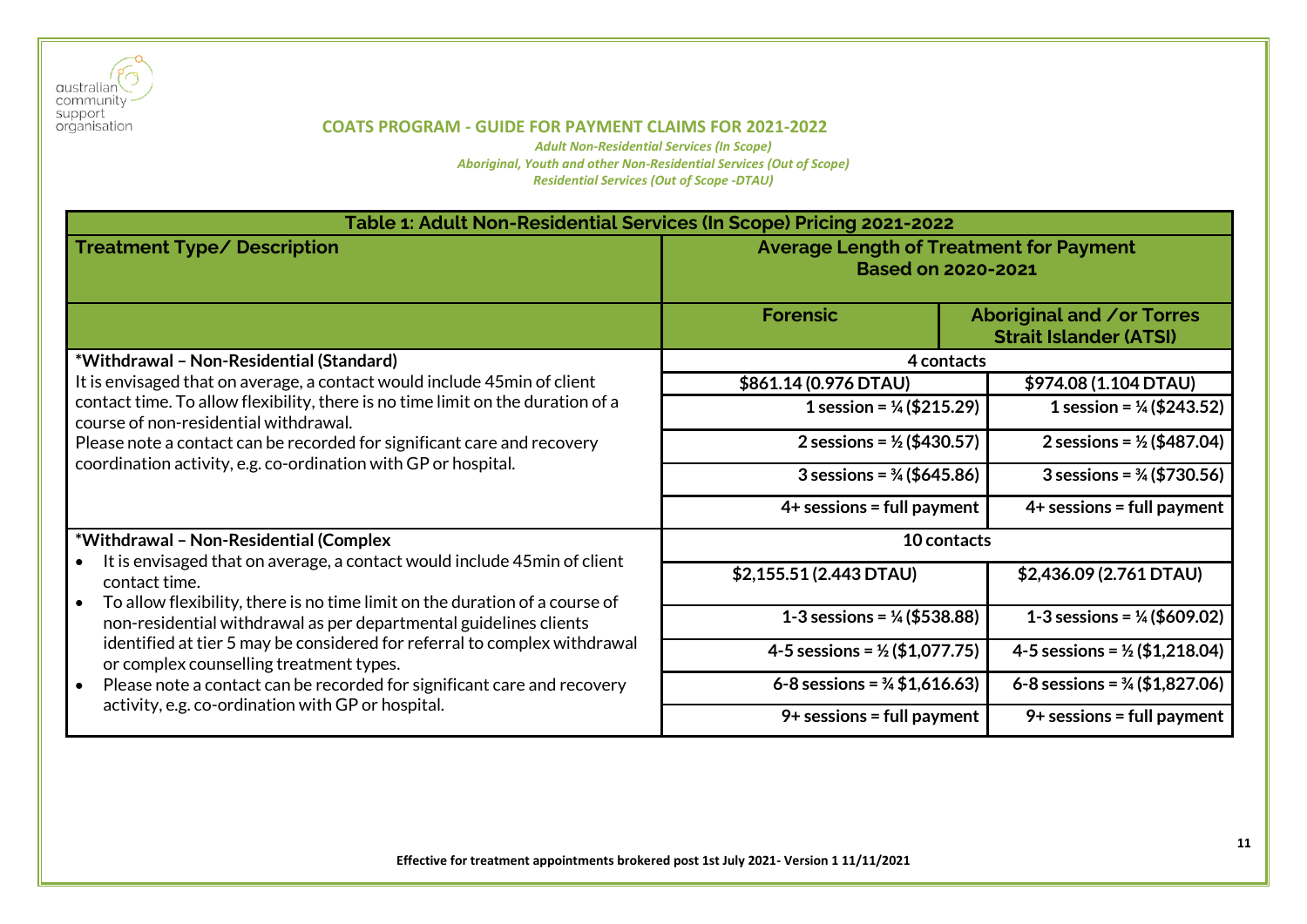australian community support organisation

## COATS PROGRAM - GUIDE FOR PAYMENT CLAIMS FOR 2021-2022

*Adult Non-Residential Services (In Scope)*
*Aboriginal, Youth and other Non-Residential Services (Out of Scope)*
*Residential Services (Out of Scope -DTAU)*

| Table 1: Adult Non-Residential Services (In Scope) Pricing 2021-2022 | | |
|---|---|---|
| **Treatment Type/ Description** | **Average Length of Treatment for Payment Based on 2020-2021** | |
| | **Forensic** | **Aboriginal and /or Torres Strait Islander (ATSI)** |
| **\*Withdrawal – Non-Residential (Standard)**<br>It is envisaged that on average, a contact would include 45min of client contact time. To allow flexibility, there is no time limit on the duration of a course of non-residential withdrawal.<br>Please note a contact can be recorded for significant care and recovery coordination activity, e.g. co-ordination with GP or hospital. | **4 contacts** | |
| | **$861.14 (0.976 DTAU)** | **$974.08 (1.104 DTAU)** |
| | **1 session = ¼ ($215.29)** | **1 session = ¼ ($243.52)** |
| | **2 sessions = ½ ($430.57)** | **2 sessions = ½ ($487.04)** |
| | **3 sessions = ¾ ($645.86)** | **3 sessions = ¾ ($730.56)** |
| | **4+ sessions = full payment** | **4+ sessions = full payment** |
| **\*Withdrawal – Non-Residential (Complex**<br>• It is envisaged that on average, a contact would include 45min of client contact time.<br>• To allow flexibility, there is no time limit on the duration of a course of non-residential withdrawal as per departmental guidelines clients identified at tier 5 may be considered for referral to complex withdrawal or complex counselling treatment types.<br>• Please note a contact can be recorded for significant care and recovery activity, e.g. co-ordination with GP or hospital. | **10 contacts** | |
| | **$2,155.51 (2.443 DTAU)** | **$2,436.09 (2.761 DTAU)** |
| | **1-3 sessions = ¼ ($538.88)** | **1-3 sessions = ¼ ($609.02)** |
| | **4-5 sessions = ½ ($1,077.75)** | **4-5 sessions = ½ ($1,218.04)** |
| | **6-8 sessions = ¾ $1,616.63)** | **6-8 sessions = ¾ ($1,827.06)** |
| | **9+ sessions = full payment** | **9+ sessions = full payment** |

**Effective for treatment appointments brokered post 1st July 2021- Version 1 11/11/2021**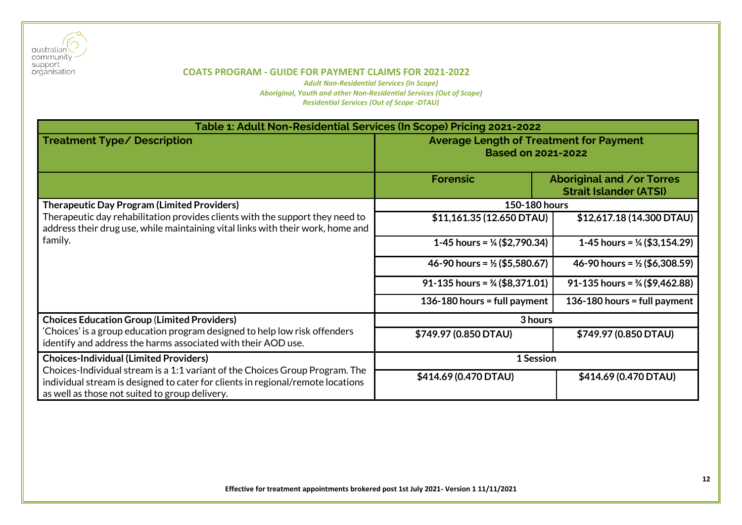australian community support organisation

**COATS PROGRAM - GUIDE FOR PAYMENT CLAIMS FOR 2021-2022**

*Adult Non-Residential Services (In Scope)*
*Aboriginal, Youth and other Non-Residential Services (Out of Scope)*
*Residential Services (Out of Scope -DTAU)*

| Table 1: Adult Non-Residential Services (In Scope) Pricing 2021-2022 | | |
|---|---|---|
| **Treatment Type/ Description** | **Average Length of Treatment for Payment Based on 2021-2022** | |
| | **Forensic** | **Aboriginal and /or Torres Strait Islander (ATSI)** |
| **Therapeutic Day Program (Limited Providers)** Therapeutic day rehabilitation provides clients with the support they need to address their drug use, while maintaining vital links with their work, home and family. | **150-180 hours** | |
| | **$11,161.35 (12.650 DTAU)** | **$12,617.18 (14.300 DTAU)** |
| | **1-45 hours = ¼ ($2,790.34)** | **1-45 hours = ¼ ($3,154.29)** |
| | **46-90 hours = ½ ($5,580.67)** | **46-90 hours = ½ ($6,308.59)** |
| | **91-135 hours = ¾ ($8,371.01)** | **91-135 hours = ¾ ($9,462.88)** |
| | **136-180 hours = full payment** | **136-180 hours = full payment** |
| **Choices Education Group (Limited Providers)** 'Choices' is a group education program designed to help low risk offenders identify and address the harms associated with their AOD use. | **3 hours** | |
| | **$749.97 (0.850 DTAU)** | **$749.97 (0.850 DTAU)** |
| **Choices-Individual (Limited Providers)** Choices-Individual stream is a 1:1 variant of the Choices Group Program. The individual stream is designed to cater for clients in regional/remote locations as well as those not suited to group delivery. | **1 Session** | |
| | **$414.69 (0.470 DTAU)** | **$414.69 (0.470 DTAU)** |

**Effective for treatment appointments brokered post 1st July 2021- Version 1 11/11/2021**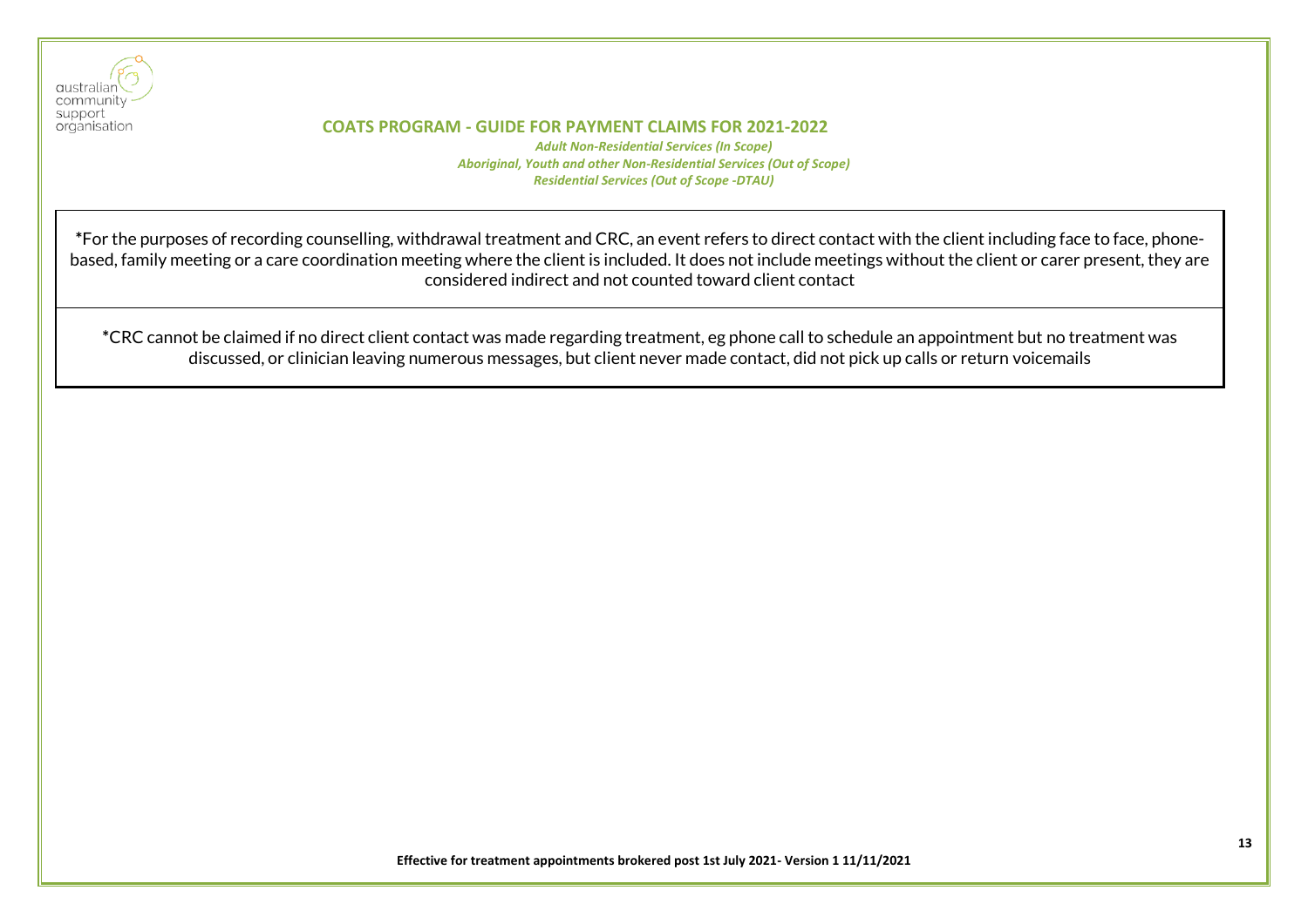*For the purposes of recording counselling, withdrawal treatment and CRC, an event refers to direct contact with the client including face to face, phone-based, family meeting or a care coordination meeting where the client is included. It does not include meetings without the client or carer present, they are considered indirect and not counted toward client contact

*CRC cannot be claimed if no direct client contact was made regarding treatment, eg phone call to schedule an appointment but no treatment was discussed, or clinician leaving numerous messages, but client never made contact, did not pick up calls or return voicemails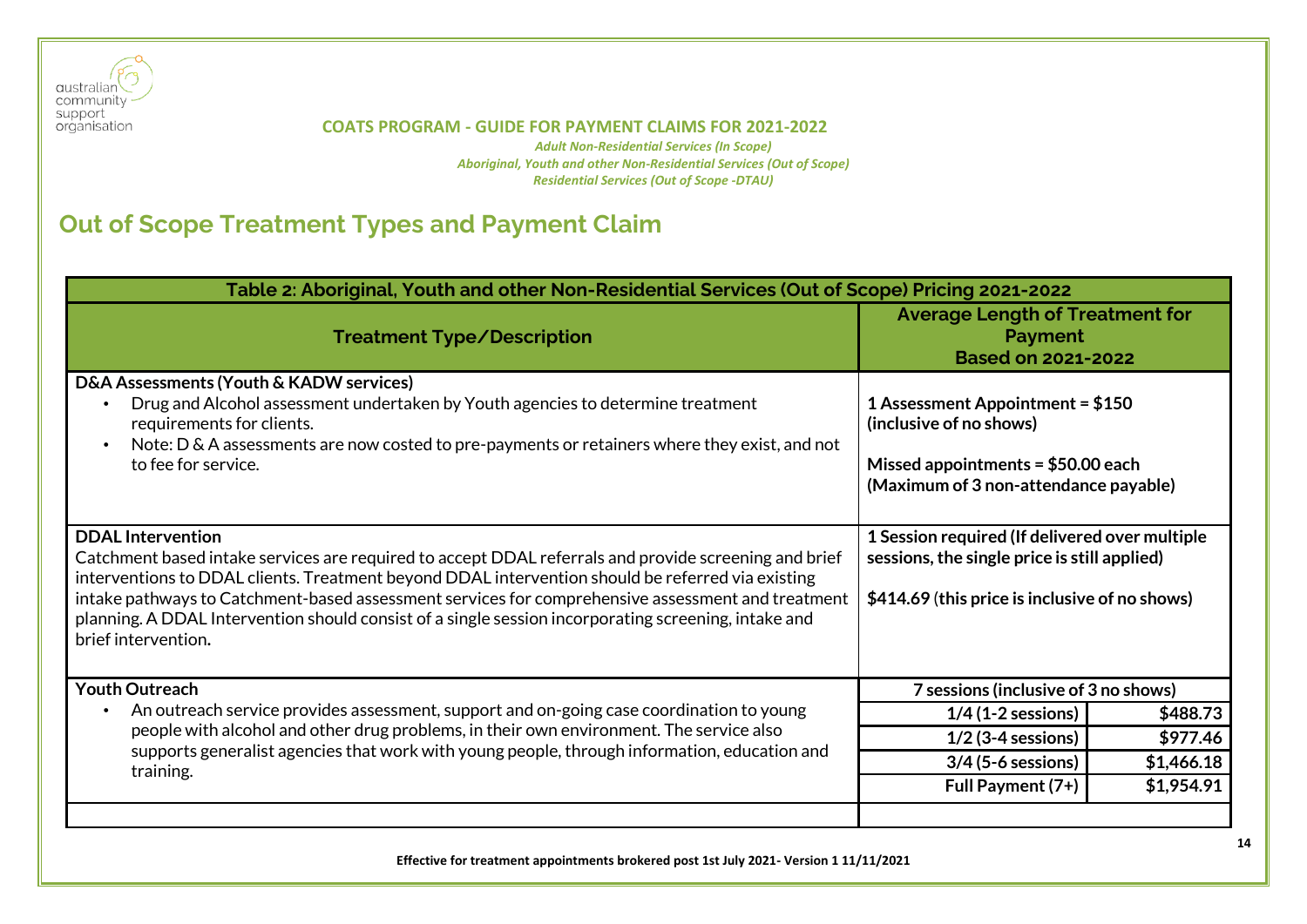**COATS PROGRAM - GUIDE FOR PAYMENT CLAIMS FOR 2021-2022**

*Adult Non-Residential Services (In Scope)*
*Aboriginal, Youth and other Non-Residential Services (Out of Scope)*
*Residential Services (Out of Scope -DTAU)*

## Out of Scope Treatment Types and Payment Claim

| Table 2: Aboriginal, Youth and other Non-Residential Services (Out of Scope) Pricing 2021-2022 | | |
|---|---|---|
| **Treatment Type/Description** | **Average Length of Treatment for Payment Based on 2021-2022** | |
| **D&A Assessments (Youth & KADW services)**<br>• Drug and Alcohol assessment undertaken by Youth agencies to determine treatment requirements for clients.<br>• Note: D & A assessments are now costed to pre-payments or retainers where they exist, and not to fee for service. | **1 Assessment Appointment = $150 (inclusive of no shows)**<br><br>**Missed appointments = $50.00 each (Maximum of 3 non-attendance payable)** | |
| **DDAL Intervention**<br>Catchment based intake services are required to accept DDAL referrals and provide screening and brief interventions to DDAL clients. Treatment beyond DDAL intervention should be referred via existing intake pathways to Catchment-based assessment services for comprehensive assessment and treatment planning. A DDAL Intervention should consist of a single session incorporating screening, intake and brief intervention**.** | **1 Session required (If delivered over multiple sessions, the single price is still applied)**<br><br>**$414.69** (**this price is inclusive of no shows)** | |
| **Youth Outreach**<br>• An outreach service provides assessment, support and on-going case coordination to young people with alcohol and other drug problems, in their own environment. The service also supports generalist agencies that work with young people, through information, education and training. | **7 sessions (inclusive of 3 no shows)** | |
| | **1/4 (1-2 sessions)** | **$488.73** |
| | **1/2 (3-4 sessions)** | **$977.46** |
| | **3/4 (5-6 sessions)** | **$1,466.18** |
| | **Full Payment (7+)** | **$1,954.91** |
| | | |

**Effective for treatment appointments brokered post 1st July 2021- Version 1 11/11/2021**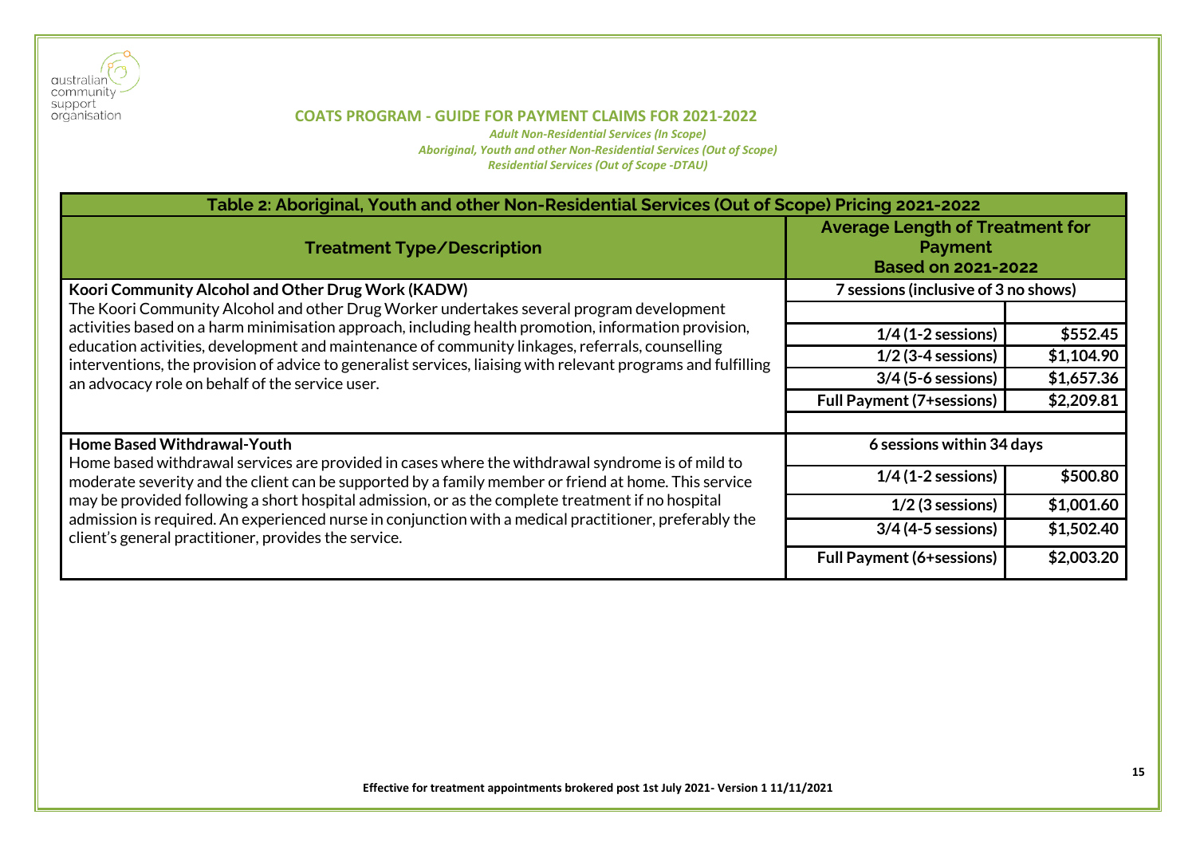## COATS PROGRAM - GUIDE FOR PAYMENT CLAIMS FOR 2021-2022

*Adult Non-Residential Services (In Scope)*
*Aboriginal, Youth and other Non-Residential Services (Out of Scope)*
*Residential Services (Out of Scope -DTAU)*

| Table 2: Aboriginal, Youth and other Non-Residential Services (Out of Scope) Pricing 2021-2022 | | |
|---|---|---|
| **Treatment Type/Description** | **Average Length of Treatment for Payment Based on 2021-2022** | |
| **Koori Community Alcohol and Other Drug Work (KADW)** | **7 sessions (inclusive of 3 no shows)** | |
| The Koori Community Alcohol and other Drug Worker undertakes several program development activities based on a harm minimisation approach, including health promotion, information provision, education activities, development and maintenance of community linkages, referrals, counselling interventions, the provision of advice to generalist services, liaising with relevant programs and fulfilling an advocacy role on behalf of the service user. | **1/4 (1-2 sessions)** | **$552.45** |
| | **1/2 (3-4 sessions)** | **$1,104.90** |
| | **3/4 (5-6 sessions)** | **$1,657.36** |
| | **Full Payment (7+sessions)** | **$2,209.81** |
| **Home Based Withdrawal-Youth** | **6 sessions within 34 days** | |
| Home based withdrawal services are provided in cases where the withdrawal syndrome is of mild to moderate severity and the client can be supported by a family member or friend at home. This service may be provided following a short hospital admission, or as the complete treatment if no hospital admission is required. An experienced nurse in conjunction with a medical practitioner, preferably the client's general practitioner, provides the service. | **1/4 (1-2 sessions)** | **$500.80** |
| | **1/2 (3 sessions)** | **$1,001.60** |
| | **3/4 (4-5 sessions)** | **$1,502.40** |
| | **Full Payment (6+sessions)** | **$2,003.20** |

**Effective for treatment appointments brokered post 1st July 2021- Version 1 11/11/2021**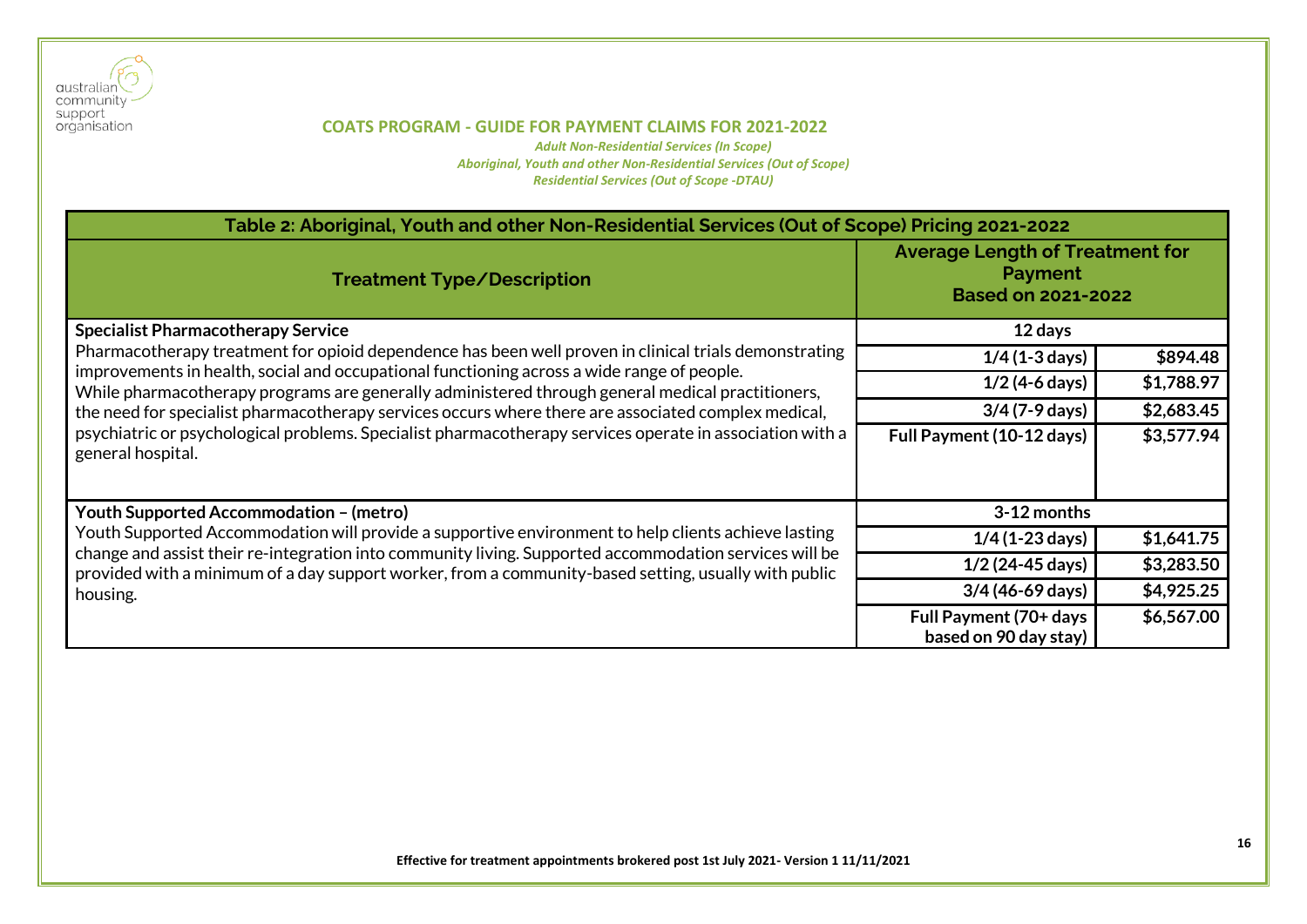## COATS PROGRAM - GUIDE FOR PAYMENT CLAIMS FOR 2021-2022

*Adult Non-Residential Services (In Scope)*
*Aboriginal, Youth and other Non-Residential Services (Out of Scope)*
*Residential Services (Out of Scope -DTAU)*

| Table 2: Aboriginal, Youth and other Non-Residential Services (Out of Scope) Pricing 2021-2022 | | |
|---|---|---|
| **Treatment Type/Description** | **Average Length of Treatment for Payment Based on 2021-2022** | |
| **Specialist Pharmacotherapy Service**<br>Pharmacotherapy treatment for opioid dependence has been well proven in clinical trials demonstrating improvements in health, social and occupational functioning across a wide range of people. While pharmacotherapy programs are generally administered through general medical practitioners, the need for specialist pharmacotherapy services occurs where there are associated complex medical, psychiatric or psychological problems. Specialist pharmacotherapy services operate in association with a general hospital. | **12 days** | |
| | **1/4 (1-3 days)** | **$894.48** |
| | **1/2 (4-6 days)** | **$1,788.97** |
| | **3/4 (7-9 days)** | **$2,683.45** |
| | **Full Payment (10-12 days)** | **$3,577.94** |
| **Youth Supported Accommodation – (metro)**<br>Youth Supported Accommodation will provide a supportive environment to help clients achieve lasting change and assist their re-integration into community living. Supported accommodation services will be provided with a minimum of a day support worker, from a community-based setting, usually with public housing. | **3-12 months** | |
| | **1/4 (1-23 days)** | **$1,641.75** |
| | **1/2 (24-45 days)** | **$3,283.50** |
| | **3/4 (46-69 days)** | **$4,925.25** |
| | **Full Payment (70+ days based on 90 day stay)** | **$6,567.00** |

**Effective for treatment appointments brokered post 1st July 2021- Version 1 11/11/2021**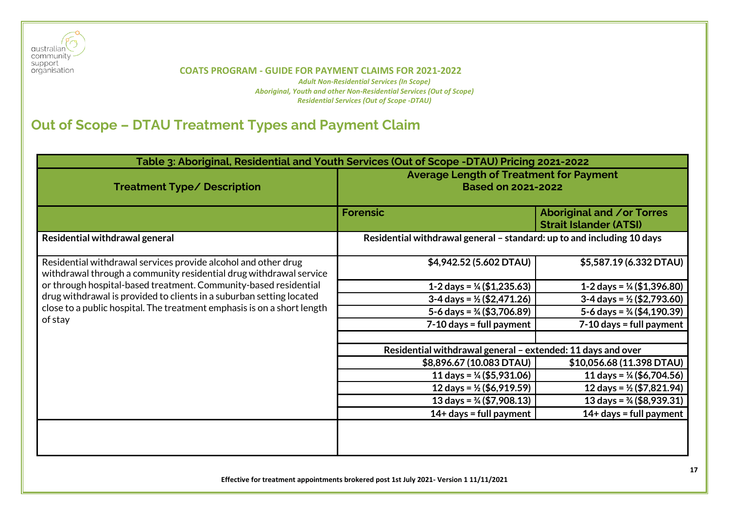**COATS PROGRAM - GUIDE FOR PAYMENT CLAIMS FOR 2021-2022**

*Adult Non-Residential Services (In Scope)*
*Aboriginal, Youth and other Non-Residential Services (Out of Scope)*
*Residential Services (Out of Scope -DTAU)*

## Out of Scope – DTAU Treatment Types and Payment Claim

| Table 3: Aboriginal, Residential and Youth Services (Out of Scope -DTAU) Pricing 2021-2022 | | |
|---|---|---|
| **Treatment Type/ Description** | **Average Length of Treatment for Payment Based on 2021-2022** | |
| | **Forensic** | **Aboriginal and /or Torres Strait Islander (ATSI)** |
| **Residential withdrawal general** | **Residential withdrawal general – standard: up to and including 10 days** | |
| Residential withdrawal services provide alcohol and other drug withdrawal through a community residential drug withdrawal service or through hospital-based treatment. Community-based residential drug withdrawal is provided to clients in a suburban setting located close to a public hospital. The treatment emphasis is on a short length of stay | **$4,942.52 (5.602 DTAU)** | **$5,587.19 (6.332 DTAU)** |
| | **1-2 days = ¼ ($1,235.63)** | **1-2 days = ¼ ($1,396.80)** |
| | **3-4 days = ½ ($2,471.26)** | **3-4 days = ½ ($2,793.60)** |
| | **5-6 days = ¾ ($3,706.89)** | **5-6 days = ¾ ($4,190.39)** |
| | **7-10 days = full payment** | **7-10 days = full payment** |
| | | |
| | **Residential withdrawal general – extended: 11 days and over** | |
| | **$8,896.67 (10.083 DTAU)** | **$10,056.68 (11.398 DTAU)** |
| | **11 days = ¼ ($5,931.06)** | **11 days = ¼ ($6,704.56)** |
| | **12 days = ½ ($6,919.59)** | **12 days = ½ ($7,821.94)** |
| | **13 days = ¾ ($7,908.13)** | **13 days = ¾ ($8,939.31)** |
| | **14+ days = full payment** | **14+ days = full payment** |
| | | |

**Effective for treatment appointments brokered post 1st July 2021- Version 1 11/11/2021**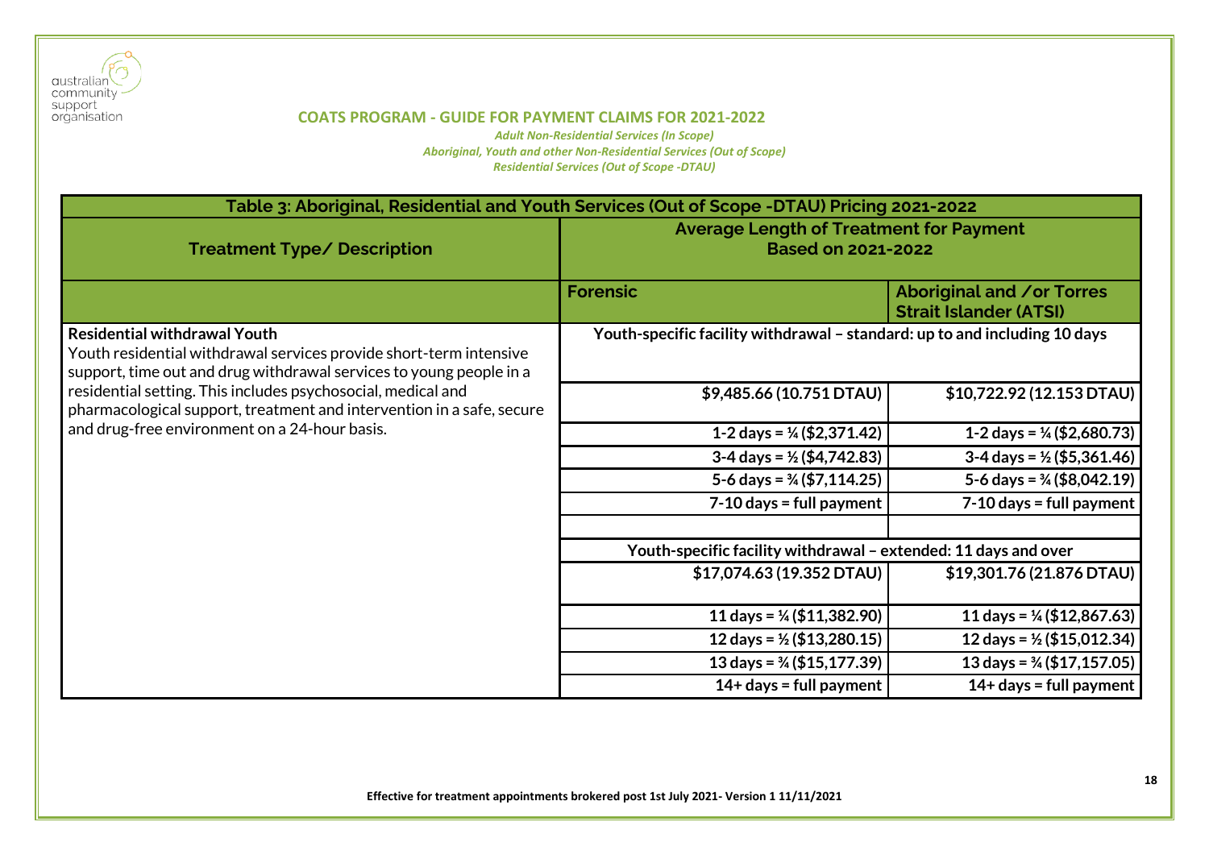australian community support organisation

**COATS PROGRAM - GUIDE FOR PAYMENT CLAIMS FOR 2021-2022**

*Adult Non-Residential Services (In Scope)*
*Aboriginal, Youth and other Non-Residential Services (Out of Scope)*
*Residential Services (Out of Scope -DTAU)*

| Table 3: Aboriginal, Residential and Youth Services (Out of Scope -DTAU) Pricing 2021-2022 | | |
|---|---|---|
| **Treatment Type/ Description** | **Average Length of Treatment for Payment Based on 2021-2022** | |
| | **Forensic** | **Aboriginal and /or Torres Strait Islander (ATSI)** |
| **Residential withdrawal Youth**<br>Youth residential withdrawal services provide short-term intensive support, time out and drug withdrawal services to young people in a residential setting. This includes psychosocial, medical and pharmacological support, treatment and intervention in a safe, secure and drug-free environment on a 24-hour basis. | **Youth-specific facility withdrawal – standard: up to and including 10 days** | |
| | **$9,485.66 (10.751 DTAU)** | **$10,722.92 (12.153 DTAU)** |
| | **1-2 days = ¼ ($2,371.42)** | **1-2 days = ¼ ($2,680.73)** |
| | **3-4 days = ½ ($4,742.83)** | **3-4 days = ½ ($5,361.46)** |
| | **5-6 days = ¾ ($7,114.25)** | **5-6 days = ¾ ($8,042.19)** |
| | **7-10 days = full payment** | **7-10 days = full payment** |
| | | |
| | **Youth-specific facility withdrawal – extended: 11 days and over** | |
| | **$17,074.63 (19.352 DTAU)** | **$19,301.76 (21.876 DTAU)** |
| | **11 days = ¼ ($11,382.90)** | **11 days = ¼ ($12,867.63)** |
| | **12 days = ½ ($13,280.15)** | **12 days = ½ ($15,012.34)** |
| | **13 days = ¾ ($15,177.39)** | **13 days = ¾ ($17,157.05)** |
| | **14+ days = full payment** | **14+ days = full payment** |

**Effective for treatment appointments brokered post 1st July 2021- Version 1 11/11/2021**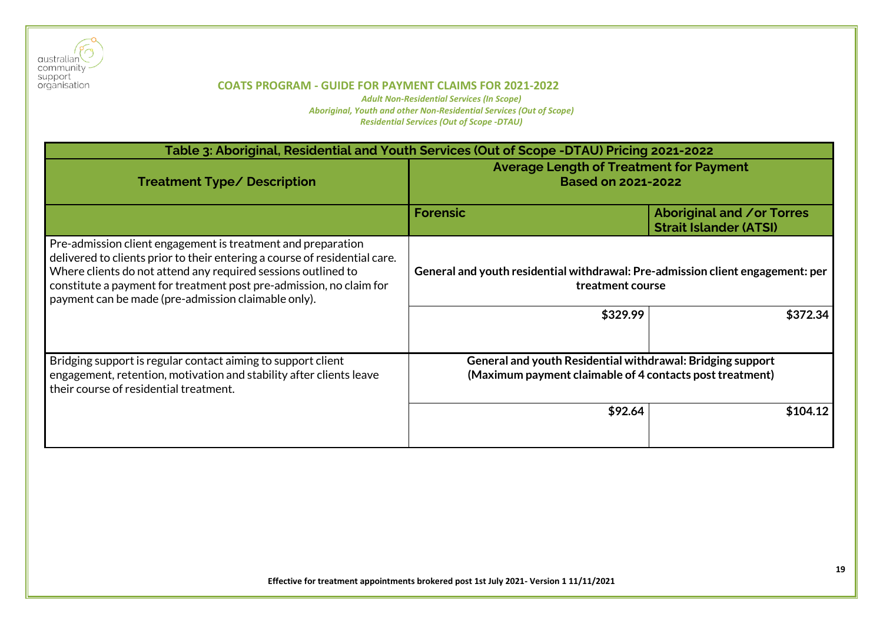australian community support organisation

**COATS PROGRAM - GUIDE FOR PAYMENT CLAIMS FOR 2021-2022**

*Adult Non-Residential Services (In Scope)*
*Aboriginal, Youth and other Non-Residential Services (Out of Scope)*
*Residential Services (Out of Scope -DTAU)*

| Table 3: Aboriginal, Residential and Youth Services (Out of Scope -DTAU) Pricing 2021-2022 | | |
|---|---|---|
| **Treatment Type/ Description** | **Average Length of Treatment for Payment Based on 2021-2022** | |
| | **Forensic** | **Aboriginal and /or Torres Strait Islander (ATSI)** |
| Pre-admission client engagement is treatment and preparation delivered to clients prior to their entering a course of residential care. Where clients do not attend any required sessions outlined to constitute a payment for treatment post pre-admission, no claim for payment can be made (pre-admission claimable only). | **General and youth residential withdrawal: Pre-admission client engagement: per treatment course** | |
| | **$329.99** | **$372.34** |
| Bridging support is regular contact aiming to support client engagement, retention, motivation and stability after clients leave their course of residential treatment. | **General and youth Residential withdrawal: Bridging support (Maximum payment claimable of 4 contacts post treatment)** | |
| | **$92.64** | **$104.12** |

**Effective for treatment appointments brokered post 1st July 2021- Version 1 11/11/2021**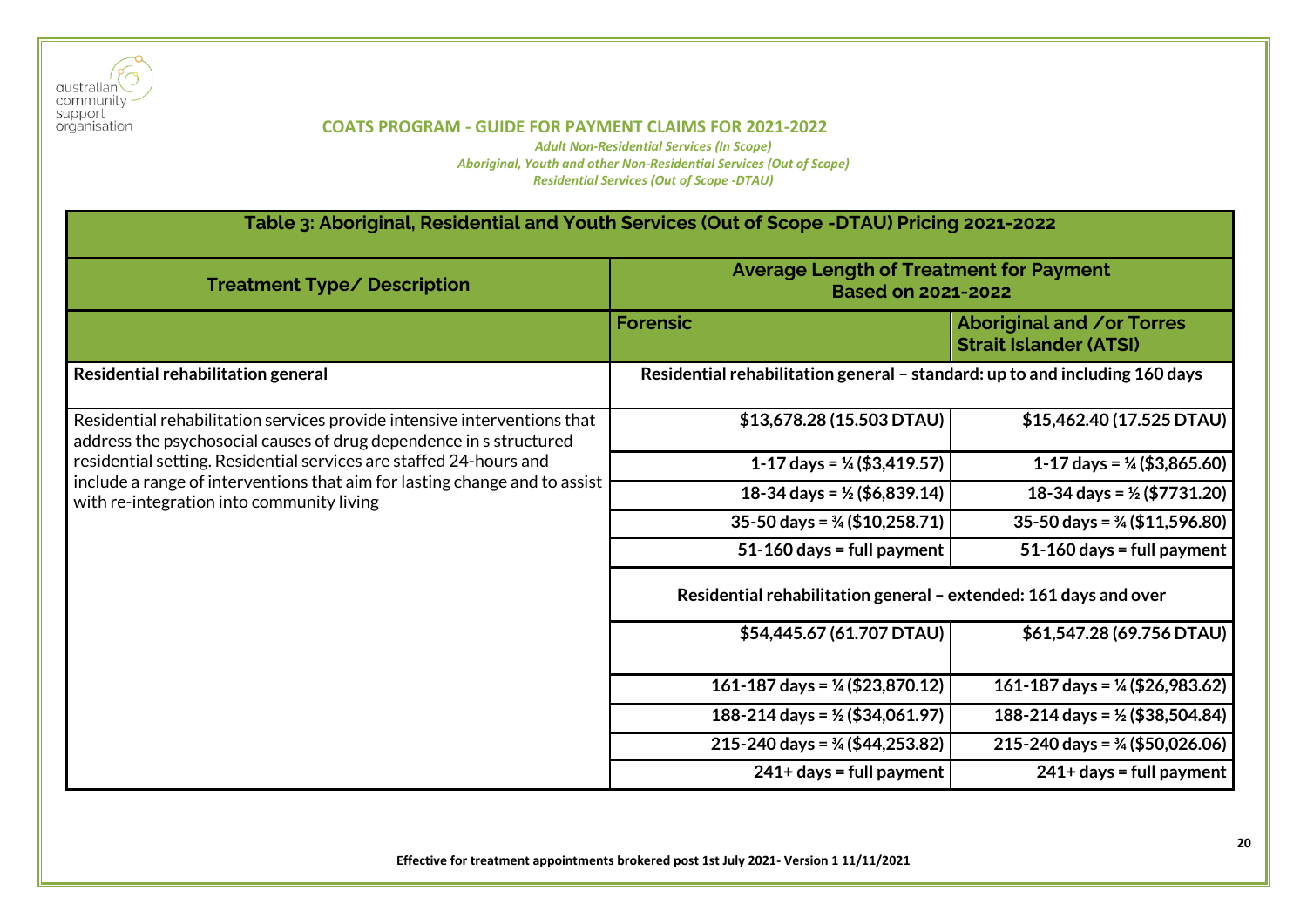australian community support organisation

## COATS PROGRAM - GUIDE FOR PAYMENT CLAIMS FOR 2021-2022

*Adult Non-Residential Services (In Scope)*
*Aboriginal, Youth and other Non-Residential Services (Out of Scope)*
*Residential Services (Out of Scope -DTAU)*

| Table 3: Aboriginal, Residential and Youth Services (Out of Scope -DTAU) Pricing 2021-2022 | | |
|---|---|---|
| **Treatment Type/ Description** | **Average Length of Treatment for Payment Based on 2021-2022** | |
| | **Forensic** | **Aboriginal and /or Torres Strait Islander (ATSI)** |
| **Residential rehabilitation general** | **Residential rehabilitation general – standard: up to and including 160 days** | |
| Residential rehabilitation services provide intensive interventions that address the psychosocial causes of drug dependence in s structured residential setting. Residential services are staffed 24-hours and include a range of interventions that aim for lasting change and to assist with re-integration into community living | **$13,678.28 (15.503 DTAU)** | **$15,462.40 (17.525 DTAU)** |
| | **1-17 days = ¼ ($3,419.57)** | **1-17 days = ¼ ($3,865.60)** |
| | **18-34 days = ½ ($6,839.14)** | **18-34 days = ½ ($7731.20)** |
| | **35-50 days = ¾ ($10,258.71)** | **35-50 days = ¾ ($11,596.80)** |
| | **51-160 days = full payment** | **51-160 days = full payment** |
| | **Residential rehabilitation general – extended: 161 days and over** | |
| | **$54,445.67 (61.707 DTAU)** | **$61,547.28 (69.756 DTAU)** |
| | **161-187 days = ¼ ($23,870.12)** | **161-187 days = ¼ ($26,983.62)** |
| | **188-214 days = ½ ($34,061.97)** | **188-214 days = ½ ($38,504.84)** |
| | **215-240 days = ¾ ($44,253.82)** | **215-240 days = ¾ ($50,026.06)** |
| | **241+ days = full payment** | **241+ days = full payment** |

**Effective for treatment appointments brokered post 1st July 2021- Version 1 11/11/2021**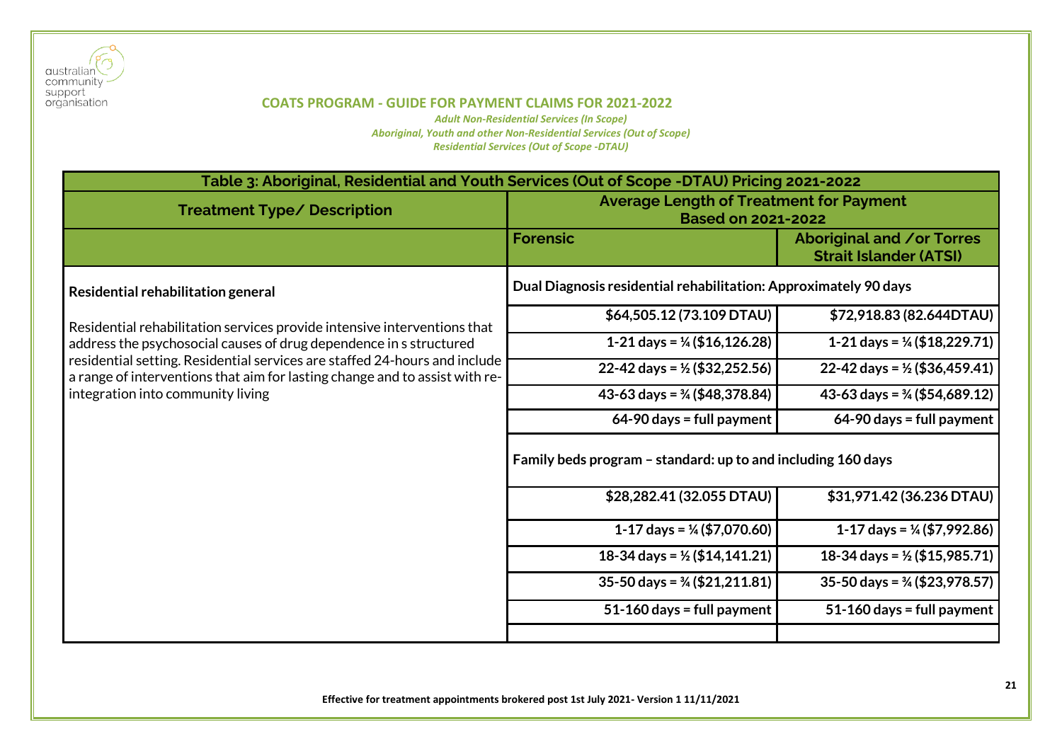**COATS PROGRAM - GUIDE FOR PAYMENT CLAIMS FOR 2021-2022**

*Adult Non-Residential Services (In Scope)*
*Aboriginal, Youth and other Non-Residential Services (Out of Scope)*
*Residential Services (Out of Scope -DTAU)*

| Table 3: Aboriginal, Residential and Youth Services (Out of Scope -DTAU) Pricing 2021-2022 | | |
|---|---|---|
| **Treatment Type/ Description** | **Average Length of Treatment for Payment Based on 2021-2022** | |
| | **Forensic** | **Aboriginal and /or Torres Strait Islander (ATSI)** |
| **Residential rehabilitation general**<br><br>Residential rehabilitation services provide intensive interventions that address the psychosocial causes of drug dependence in s structured residential setting. Residential services are staffed 24-hours and include a range of interventions that aim for lasting change and to assist with re-integration into community living | **Dual Diagnosis residential rehabilitation: Approximately 90 days** | |
| | **$64,505.12 (73.109 DTAU)** | **$72,918.83 (82.644DTAU)** |
| | **1-21 days = ¼ ($16,126.28)** | **1-21 days = ¼ ($18,229.71)** |
| | **22-42 days = ½ ($32,252.56)** | **22-42 days = ½ ($36,459.41)** |
| | **43-63 days = ¾ ($48,378.84)** | **43-63 days = ¾ ($54,689.12)** |
| | **64-90 days = full payment** | **64-90 days = full payment** |
| | **Family beds program – standard: up to and including 160 days** | |
| | **$28,282.41 (32.055 DTAU)** | **$31,971.42 (36.236 DTAU)** |
| | **1-17 days = ¼ ($7,070.60)** | **1-17 days = ¼ ($7,992.86)** |
| | **18-34 days = ½ ($14,141.21)** | **18-34 days = ½ ($15,985.71)** |
| | **35-50 days = ¾ ($21,211.81)** | **35-50 days = ¾ ($23,978.57)** |
| | **51-160 days = full payment** | **51-160 days = full payment** |
| | | |

**Effective for treatment appointments brokered post 1st July 2021- Version 1 11/11/2021**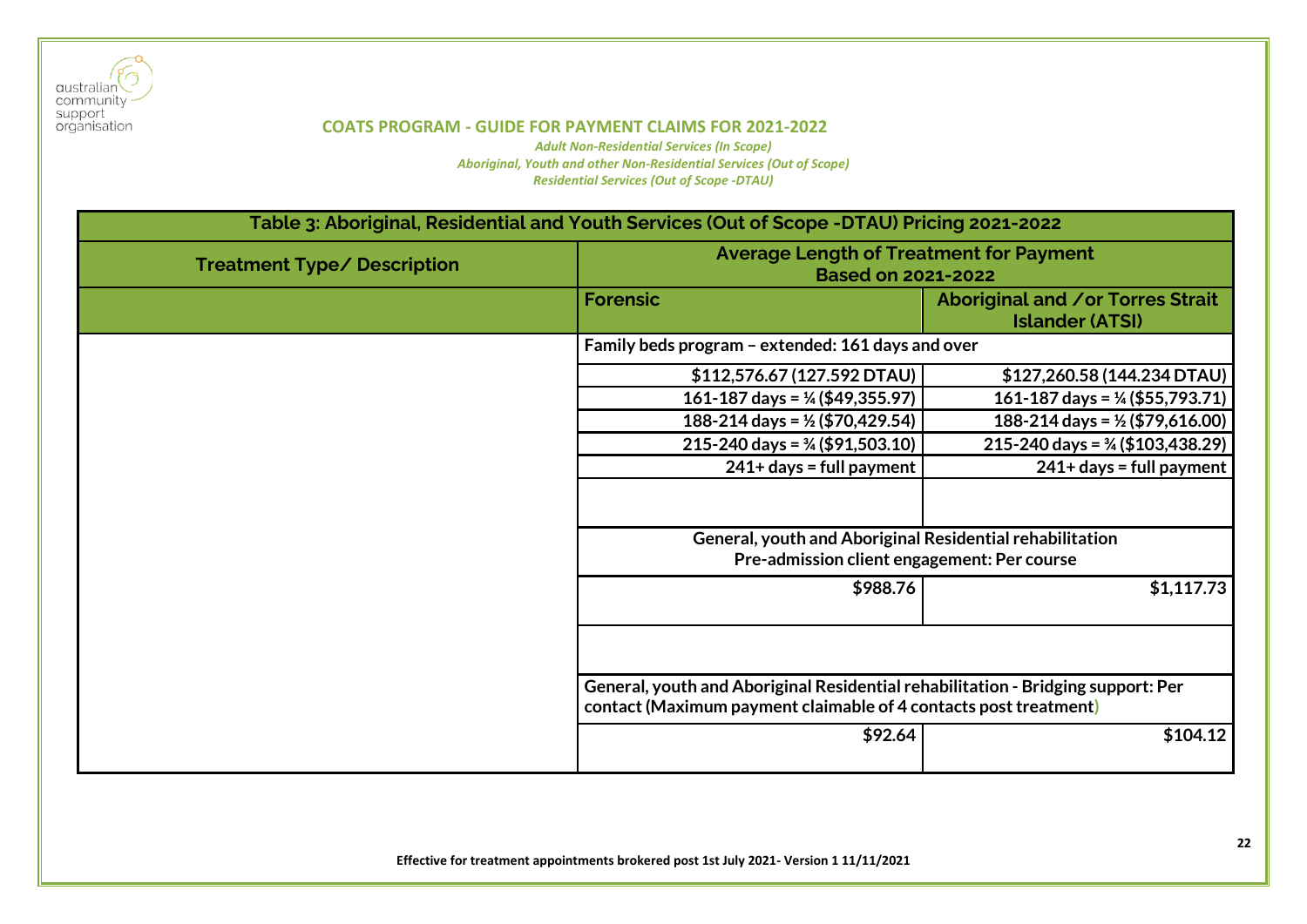**COATS PROGRAM - GUIDE FOR PAYMENT CLAIMS FOR 2021-2022**

*Adult Non-Residential Services (In Scope)*
*Aboriginal, Youth and other Non-Residential Services (Out of Scope)*
*Residential Services (Out of Scope -DTAU)*

| Table 3: Aboriginal, Residential and Youth Services (Out of Scope -DTAU) Pricing 2021-2022 | | |
|---|---|---|
| **Treatment Type/ Description** | **Average Length of Treatment for Payment Based on 2021-2022** | |
| | **Forensic** | **Aboriginal and /or Torres Strait Islander (ATSI)** |
| | **Family beds program – extended: 161 days and over** | |
| | **$112,576.67 (127.592 DTAU)** | **$127,260.58 (144.234 DTAU)** |
| | **161-187 days = ¼ ($49,355.97)** | **161-187 days = ¼ ($55,793.71)** |
| | **188-214 days = ½ ($70,429.54)** | **188-214 days = ½ ($79,616.00)** |
| | **215-240 days = ¾ ($91,503.10)** | **215-240 days = ¾ ($103,438.29)** |
| | **241+ days = full payment** | **241+ days = full payment** |
| | | |
| | **General, youth and Aboriginal Residential rehabilitation Pre-admission client engagement: Per course** | |
| | **$988.76** | **$1,117.73** |
| | | |
| | **General, youth and Aboriginal Residential rehabilitation - Bridging support: Per contact (Maximum payment claimable of 4 contacts post treatment)** | |
| | **$92.64** | **$104.12** |

**Effective for treatment appointments brokered post 1st July 2021- Version 1 11/11/2021**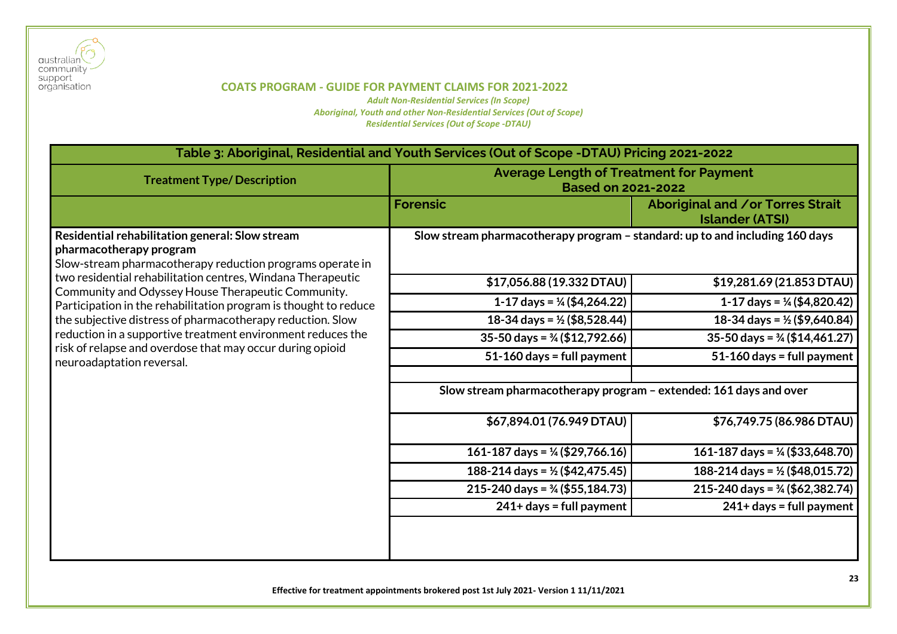australian community support organisation

## COATS PROGRAM - GUIDE FOR PAYMENT CLAIMS FOR 2021-2022

*Adult Non-Residential Services (In Scope)*
*Aboriginal, Youth and other Non-Residential Services (Out of Scope)*
*Residential Services (Out of Scope -DTAU)*

| Table 3: Aboriginal, Residential and Youth Services (Out of Scope -DTAU) Pricing 2021-2022 | | |
|---|---|---|
| **Treatment Type/ Description** | **Average Length of Treatment for Payment Based on 2021-2022** | |
| | **Forensic** | **Aboriginal and /or Torres Strait Islander (ATSI)** |
| **Residential rehabilitation general: Slow stream pharmacotherapy program**<br>Slow-stream pharmacotherapy reduction programs operate in two residential rehabilitation centres, Windana Therapeutic Community and Odyssey House Therapeutic Community. Participation in the rehabilitation program is thought to reduce the subjective distress of pharmacotherapy reduction. Slow reduction in a supportive treatment environment reduces the risk of relapse and overdose that may occur during opioid neuroadaptation reversal. | **Slow stream pharmacotherapy program – standard: up to and including 160 days** | |
| | **$17,056.88 (19.332 DTAU)** | **$19,281.69 (21.853 DTAU)** |
| | **1-17 days = ¼ ($4,264.22)** | **1-17 days = ¼ ($4,820.42)** |
| | **18-34 days = ½ ($8,528.44)** | **18-34 days = ½ ($9,640.84)** |
| | **35-50 days = ¾ ($12,792.66)** | **35-50 days = ¾ ($14,461.27)** |
| | **51-160 days = full payment** | **51-160 days = full payment** |
| | | |
| | **Slow stream pharmacotherapy program – extended: 161 days and over** | |
| | **$67,894.01 (76.949 DTAU)** | **$76,749.75 (86.986 DTAU)** |
| | **161-187 days = ¼ ($29,766.16)** | **161-187 days = ¼ ($33,648.70)** |
| | **188-214 days = ½ ($42,475.45)** | **188-214 days = ½ ($48,015.72)** |
| | **215-240 days = ¾ ($55,184.73)** | **215-240 days = ¾ ($62,382.74)** |
| | **241+ days = full payment** | **241+ days = full payment** |

**Effective for treatment appointments brokered post 1st July 2021- Version 1 11/11/2021**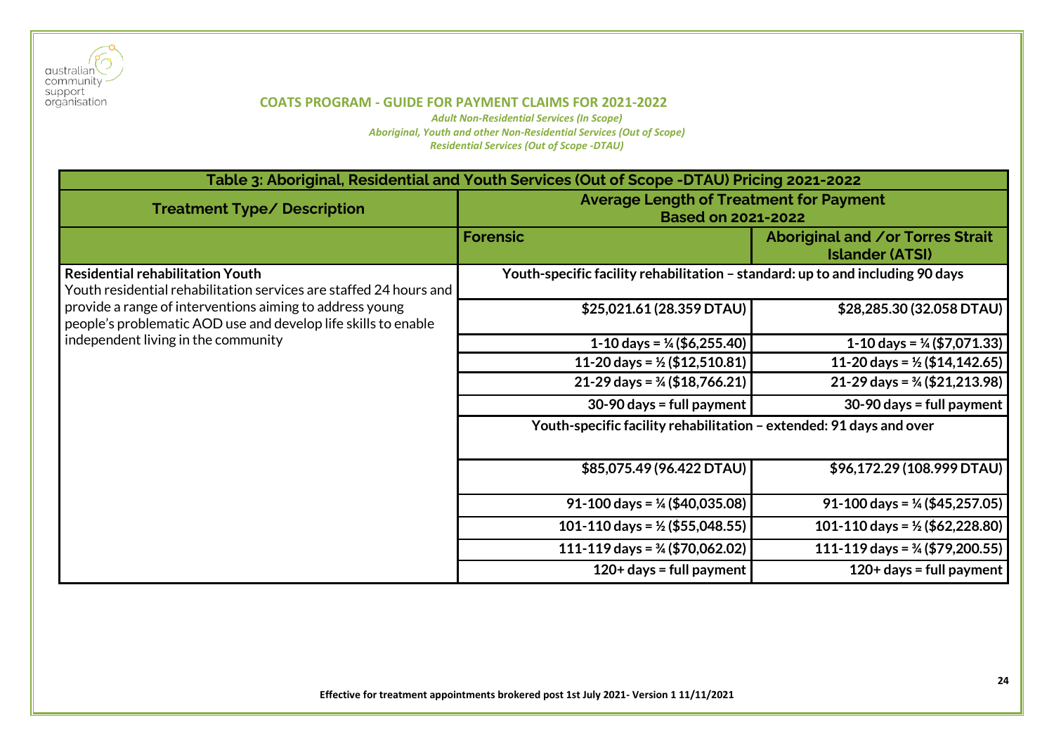**COATS PROGRAM - GUIDE FOR PAYMENT CLAIMS FOR 2021-2022**

*Adult Non-Residential Services (In Scope)*
*Aboriginal, Youth and other Non-Residential Services (Out of Scope)*
*Residential Services (Out of Scope -DTAU)*

| Table 3: Aboriginal, Residential and Youth Services (Out of Scope -DTAU) Pricing 2021-2022 | | |
|---|---|---|
| **Treatment Type/ Description** | **Average Length of Treatment for Payment Based on 2021-2022** | |
| | **Forensic** | **Aboriginal and /or Torres Strait Islander (ATSI)** |
| **Residential rehabilitation Youth**<br>Youth residential rehabilitation services are staffed 24 hours and provide a range of interventions aiming to address young people's problematic AOD use and develop life skills to enable independent living in the community | **Youth-specific facility rehabilitation – standard: up to and including 90 days** | |
| | **$25,021.61 (28.359 DTAU)** | **$28,285.30 (32.058 DTAU)** |
| | **1-10 days = ¼ ($6,255.40)** | **1-10 days = ¼ ($7,071.33)** |
| | **11-20 days = ½ ($12,510.81)** | **11-20 days = ½ ($14,142.65)** |
| | **21-29 days = ¾ ($18,766.21)** | **21-29 days = ¾ ($21,213.98)** |
| | **30-90 days = full payment** | **30-90 days = full payment** |
| | **Youth-specific facility rehabilitation – extended: 91 days and over** | |
| | **$85,075.49 (96.422 DTAU)** | **$96,172.29 (108.999 DTAU)** |
| | **91-100 days = ¼ ($40,035.08)** | **91-100 days = ¼ ($45,257.05)** |
| | **101-110 days = ½ ($55,048.55)** | **101-110 days = ½ ($62,228.80)** |
| | **111-119 days = ¾ ($70,062.02)** | **111-119 days = ¾ ($79,200.55)** |
| | **120+ days = full payment** | **120+ days = full payment** |

**Effective for treatment appointments brokered post 1st July 2021- Version 1 11/11/2021**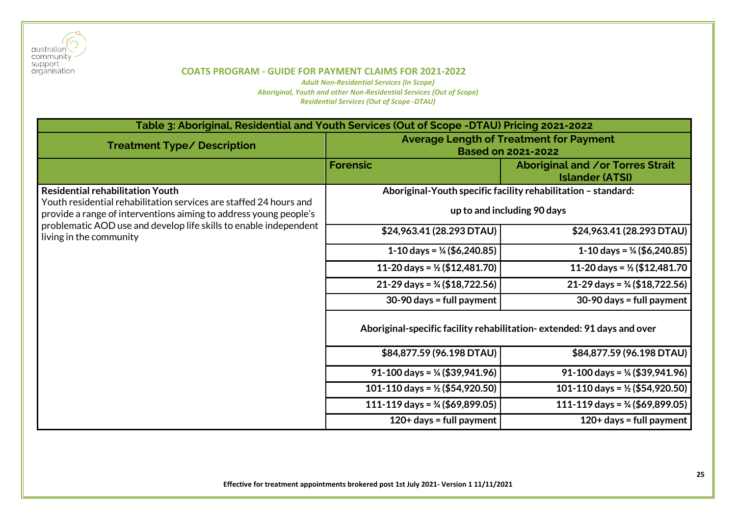**COATS PROGRAM - GUIDE FOR PAYMENT CLAIMS FOR 2021-2022**

*Adult Non-Residential Services (In Scope)*
*Aboriginal, Youth and other Non-Residential Services (Out of Scope)*
*Residential Services (Out of Scope -DTAU)*

| Table 3: Aboriginal, Residential and Youth Services (Out of Scope -DTAU) Pricing 2021-2022 | | |
|---|---|---|
| **Treatment Type/ Description** | **Average Length of Treatment for Payment Based on 2021-2022** | |
| | **Forensic** | **Aboriginal and /or Torres Strait Islander (ATSI)** |
| **Residential rehabilitation Youth**<br>Youth residential rehabilitation services are staffed 24 hours and provide a range of interventions aiming to address young people's problematic AOD use and develop life skills to enable independent living in the community | **Aboriginal-Youth specific facility rehabilitation – standard:**<br>**up to and including 90 days** | |
| | **$24,963.41 (28.293 DTAU)** | **$24,963.41 (28.293 DTAU)** |
| | **1-10 days = ¼ ($6,240.85)** | **1-10 days = ¼ ($6,240.85)** |
| | **11-20 days = ½ ($12,481.70)** | **11-20 days = ½ ($12,481.70** |
| | **21-29 days = ¾ ($18,722.56)** | **21-29 days = ¾ ($18,722.56)** |
| | **30-90 days = full payment** | **30-90 days = full payment** |
| | **Aboriginal-specific facility rehabilitation- extended: 91 days and over** | |
| | **$84,877.59 (96.198 DTAU)** | **$84,877.59 (96.198 DTAU)** |
| | **91-100 days = ¼ ($39,941.96)** | **91-100 days = ¼ ($39,941.96)** |
| | **101-110 days = ½ ($54,920.50)** | **101-110 days = ½ ($54,920.50)** |
| | **111-119 days = ¾ ($69,899.05)** | **111-119 days = ¾ ($69,899.05)** |
| | **120+ days = full payment** | **120+ days = full payment** |

**Effective for treatment appointments brokered post 1st July 2021- Version 1 11/11/2021**